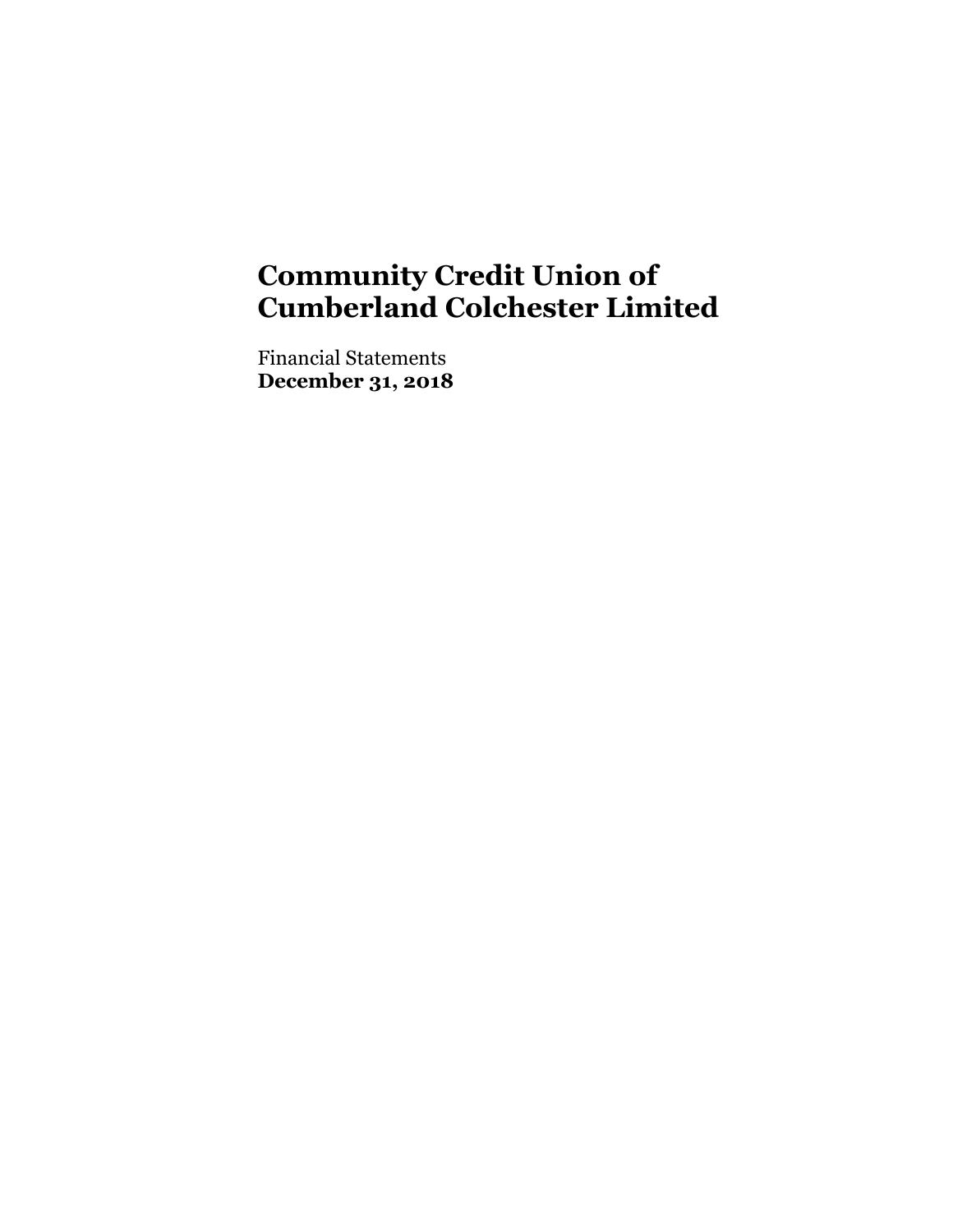# Community Credit Union of Cumberland Colchester Limited

Financial Statements
**December 31, 2018**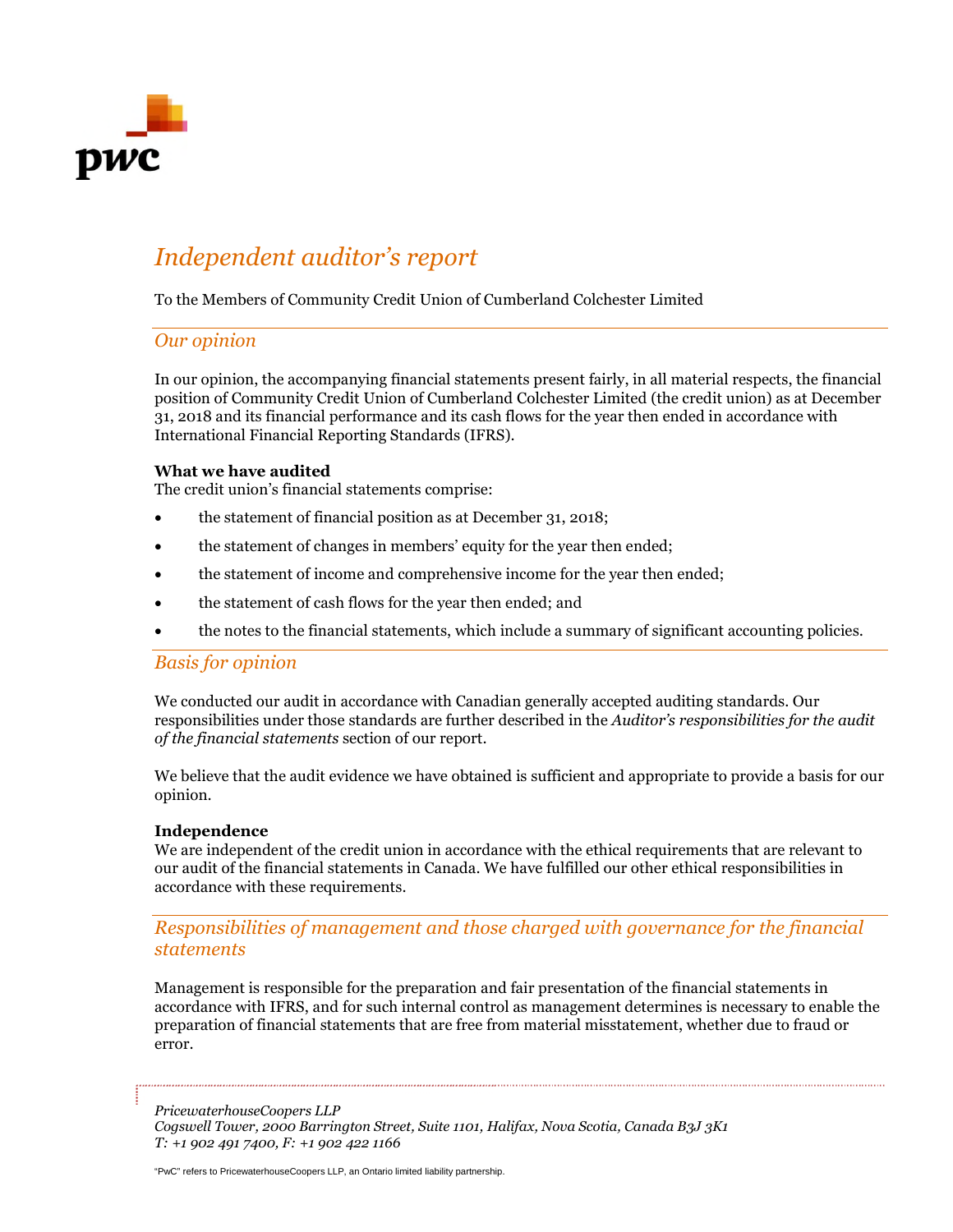# *Independent auditor's report*

To the Members of Community Credit Union of Cumberland Colchester Limited

## *Our opinion*

In our opinion, the accompanying financial statements present fairly, in all material respects, the financial position of Community Credit Union of Cumberland Colchester Limited (the credit union) as at December 31, 2018 and its financial performance and its cash flows for the year then ended in accordance with International Financial Reporting Standards (IFRS).

**What we have audited**

The credit union's financial statements comprise:

- the statement of financial position as at December 31, 2018;
- the statement of changes in members' equity for the year then ended;
- the statement of income and comprehensive income for the year then ended;
- the statement of cash flows for the year then ended; and
- the notes to the financial statements, which include a summary of significant accounting policies.

## *Basis for opinion*

We conducted our audit in accordance with Canadian generally accepted auditing standards. Our responsibilities under those standards are further described in the *Auditor's responsibilities for the audit of the financial statements* section of our report.

We believe that the audit evidence we have obtained is sufficient and appropriate to provide a basis for our opinion.

**Independence**

We are independent of the credit union in accordance with the ethical requirements that are relevant to our audit of the financial statements in Canada. We have fulfilled our other ethical responsibilities in accordance with these requirements.

## *Responsibilities of management and those charged with governance for the financial statements*

Management is responsible for the preparation and fair presentation of the financial statements in accordance with IFRS, and for such internal control as management determines is necessary to enable the preparation of financial statements that are free from material misstatement, whether due to fraud or error.

*PricewaterhouseCoopers LLP*
*Cogswell Tower, 2000 Barrington Street, Suite 1101, Halifax, Nova Scotia, Canada B3J 3K1*
*T: +1 902 491 7400, F: +1 902 422 1166*

"PwC" refers to PricewaterhouseCoopers LLP, an Ontario limited liability partnership.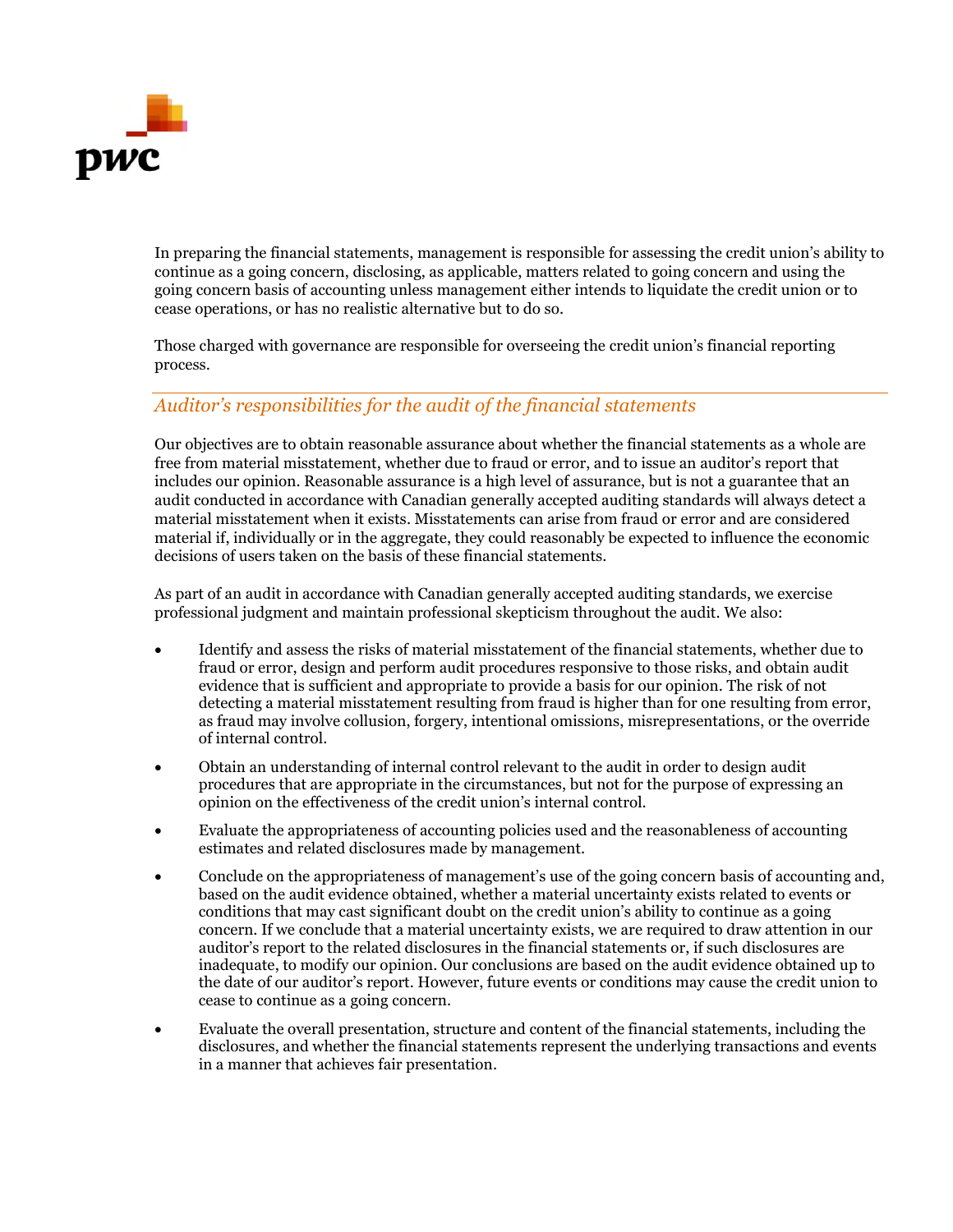In preparing the financial statements, management is responsible for assessing the credit union's ability to continue as a going concern, disclosing, as applicable, matters related to going concern and using the going concern basis of accounting unless management either intends to liquidate the credit union or to cease operations, or has no realistic alternative but to do so.

Those charged with governance are responsible for overseeing the credit union's financial reporting process.

## *Auditor's responsibilities for the audit of the financial statements*

Our objectives are to obtain reasonable assurance about whether the financial statements as a whole are free from material misstatement, whether due to fraud or error, and to issue an auditor's report that includes our opinion. Reasonable assurance is a high level of assurance, but is not a guarantee that an audit conducted in accordance with Canadian generally accepted auditing standards will always detect a material misstatement when it exists. Misstatements can arise from fraud or error and are considered material if, individually or in the aggregate, they could reasonably be expected to influence the economic decisions of users taken on the basis of these financial statements.

As part of an audit in accordance with Canadian generally accepted auditing standards, we exercise professional judgment and maintain professional skepticism throughout the audit. We also:

- Identify and assess the risks of material misstatement of the financial statements, whether due to fraud or error, design and perform audit procedures responsive to those risks, and obtain audit evidence that is sufficient and appropriate to provide a basis for our opinion. The risk of not detecting a material misstatement resulting from fraud is higher than for one resulting from error, as fraud may involve collusion, forgery, intentional omissions, misrepresentations, or the override of internal control.
- Obtain an understanding of internal control relevant to the audit in order to design audit procedures that are appropriate in the circumstances, but not for the purpose of expressing an opinion on the effectiveness of the credit union's internal control.
- Evaluate the appropriateness of accounting policies used and the reasonableness of accounting estimates and related disclosures made by management.
- Conclude on the appropriateness of management's use of the going concern basis of accounting and, based on the audit evidence obtained, whether a material uncertainty exists related to events or conditions that may cast significant doubt on the credit union's ability to continue as a going concern. If we conclude that a material uncertainty exists, we are required to draw attention in our auditor's report to the related disclosures in the financial statements or, if such disclosures are inadequate, to modify our opinion. Our conclusions are based on the audit evidence obtained up to the date of our auditor's report. However, future events or conditions may cause the credit union to cease to continue as a going concern.
- Evaluate the overall presentation, structure and content of the financial statements, including the disclosures, and whether the financial statements represent the underlying transactions and events in a manner that achieves fair presentation.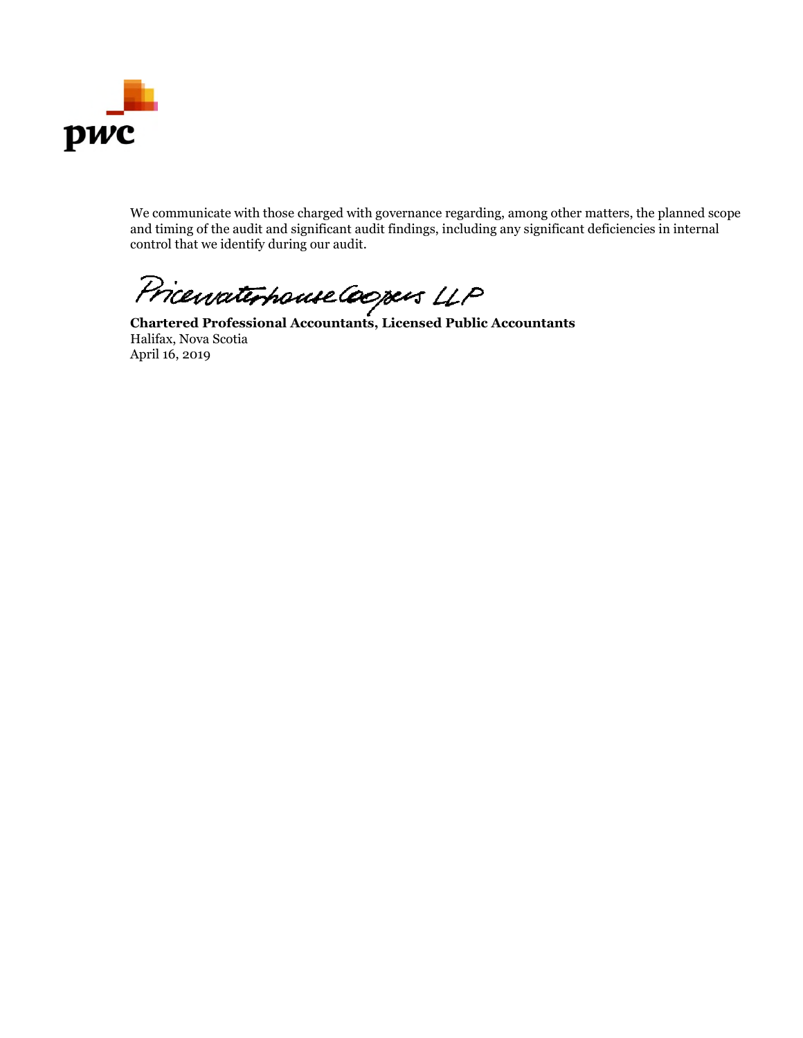We communicate with those charged with governance regarding, among other matters, the planned scope and timing of the audit and significant audit findings, including any significant deficiencies in internal control that we identify during our audit.

PricewaterhouseCoopers LLP

**Chartered Professional Accountants, Licensed Public Accountants**
Halifax, Nova Scotia
April 16, 2019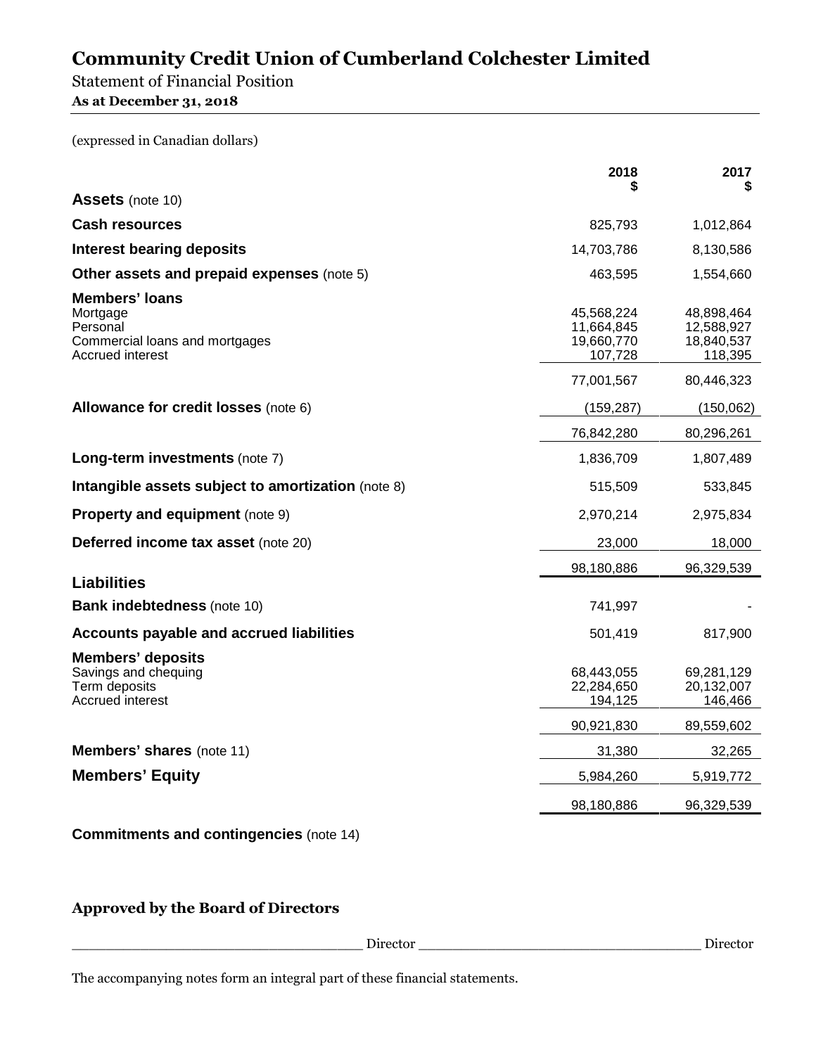# Community Credit Union of Cumberland Colchester Limited

Statement of Financial Position

**As at December 31, 2018**

(expressed in Canadian dollars)

| | 2018<br>$ | 2017<br>$ |
|---|---|---|
| **Assets** (note 10) | | |
| **Cash resources** | 825,793 | 1,012,864 |
| **Interest bearing deposits** | 14,703,786 | 8,130,586 |
| **Other assets and prepaid expenses** (note 5) | 463,595 | 1,554,660 |
| **Members' loans** | | |
| Mortgage | 45,568,224 | 48,898,464 |
| Personal | 11,664,845 | 12,588,927 |
| Commercial loans and mortgages | 19,660,770 | 18,840,537 |
| Accrued interest | 107,728 | 118,395 |
| | 77,001,567 | 80,446,323 |
| **Allowance for credit losses** (note 6) | (159,287) | (150,062) |
| | 76,842,280 | 80,296,261 |
| **Long-term investments** (note 7) | 1,836,709 | 1,807,489 |
| **Intangible assets subject to amortization** (note 8) | 515,509 | 533,845 |
| **Property and equipment** (note 9) | 2,970,214 | 2,975,834 |
| **Deferred income tax asset** (note 20) | 23,000 | 18,000 |
| | 98,180,886 | 96,329,539 |
| **Liabilities** | | |
| **Bank indebtedness** (note 10) | 741,997 | - |
| **Accounts payable and accrued liabilities** | 501,419 | 817,900 |
| **Members' deposits** | | |
| Savings and chequing | 68,443,055 | 69,281,129 |
| Term deposits | 22,284,650 | 20,132,007 |
| Accrued interest | 194,125 | 146,466 |
| | 90,921,830 | 89,559,602 |
| **Members' shares** (note 11) | 31,380 | 32,265 |
| **Members' Equity** | 5,984,260 | 5,919,772 |
| | 98,180,886 | 96,329,539 |

**Commitments and contingencies** (note 14)

**Approved by the Board of Directors**

___________________________________ Director ___________________________________ Director

The accompanying notes form an integral part of these financial statements.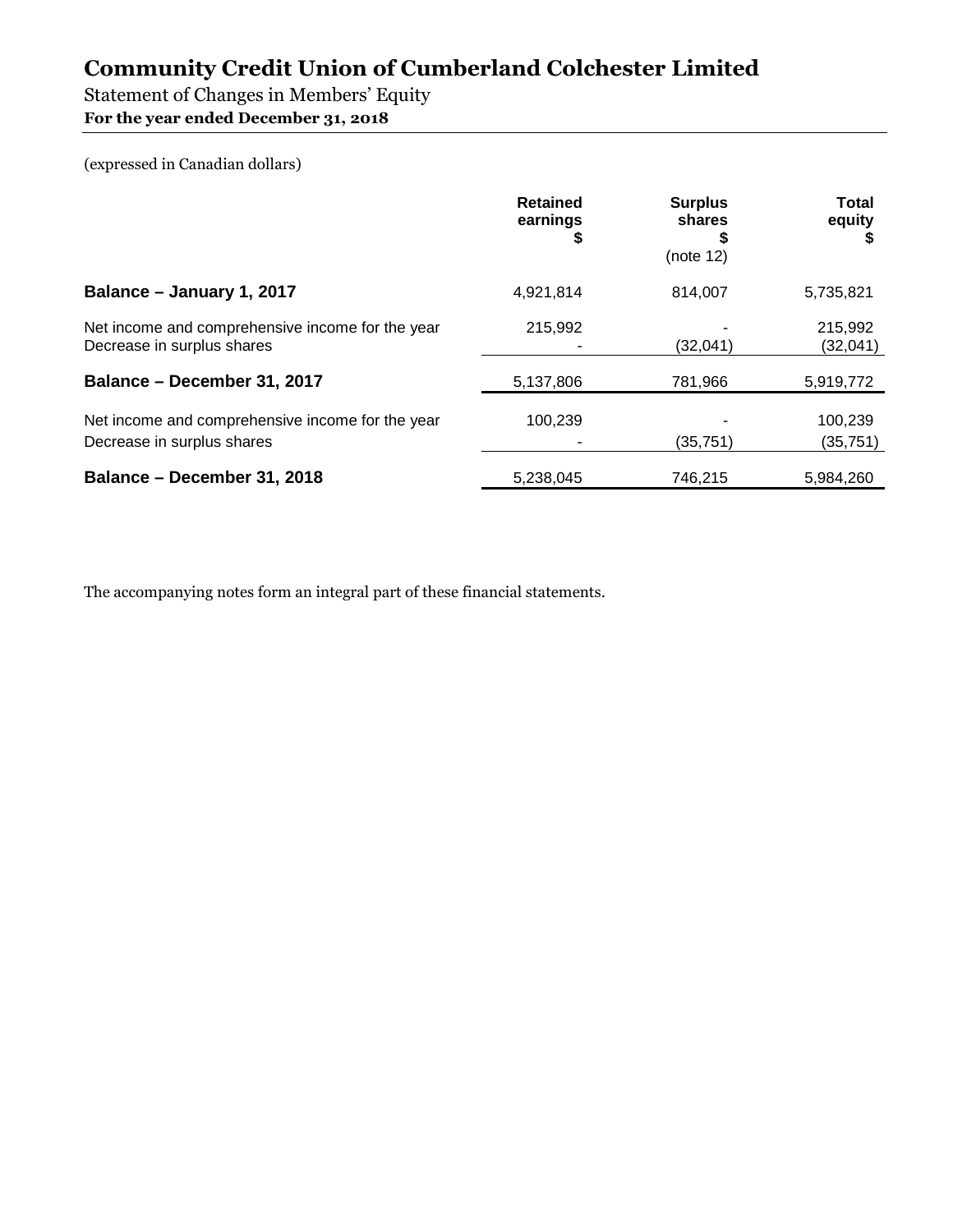# Community Credit Union of Cumberland Colchester Limited

Statement of Changes in Members' Equity

**For the year ended December 31, 2018**

(expressed in Canadian dollars)

| | Retained earnings $ | Surplus shares $ (note 12) | Total equity $ |
|---|---|---|---|
| **Balance – January 1, 2017** | 4,921,814 | 814,007 | 5,735,821 |
| Net income and comprehensive income for the year | 215,992 | - | 215,992 |
| Decrease in surplus shares | - | (32,041) | (32,041) |
| **Balance – December 31, 2017** | 5,137,806 | 781,966 | 5,919,772 |
| Net income and comprehensive income for the year | 100,239 | - | 100,239 |
| Decrease in surplus shares | - | (35,751) | (35,751) |
| **Balance – December 31, 2018** | 5,238,045 | 746,215 | 5,984,260 |

The accompanying notes form an integral part of these financial statements.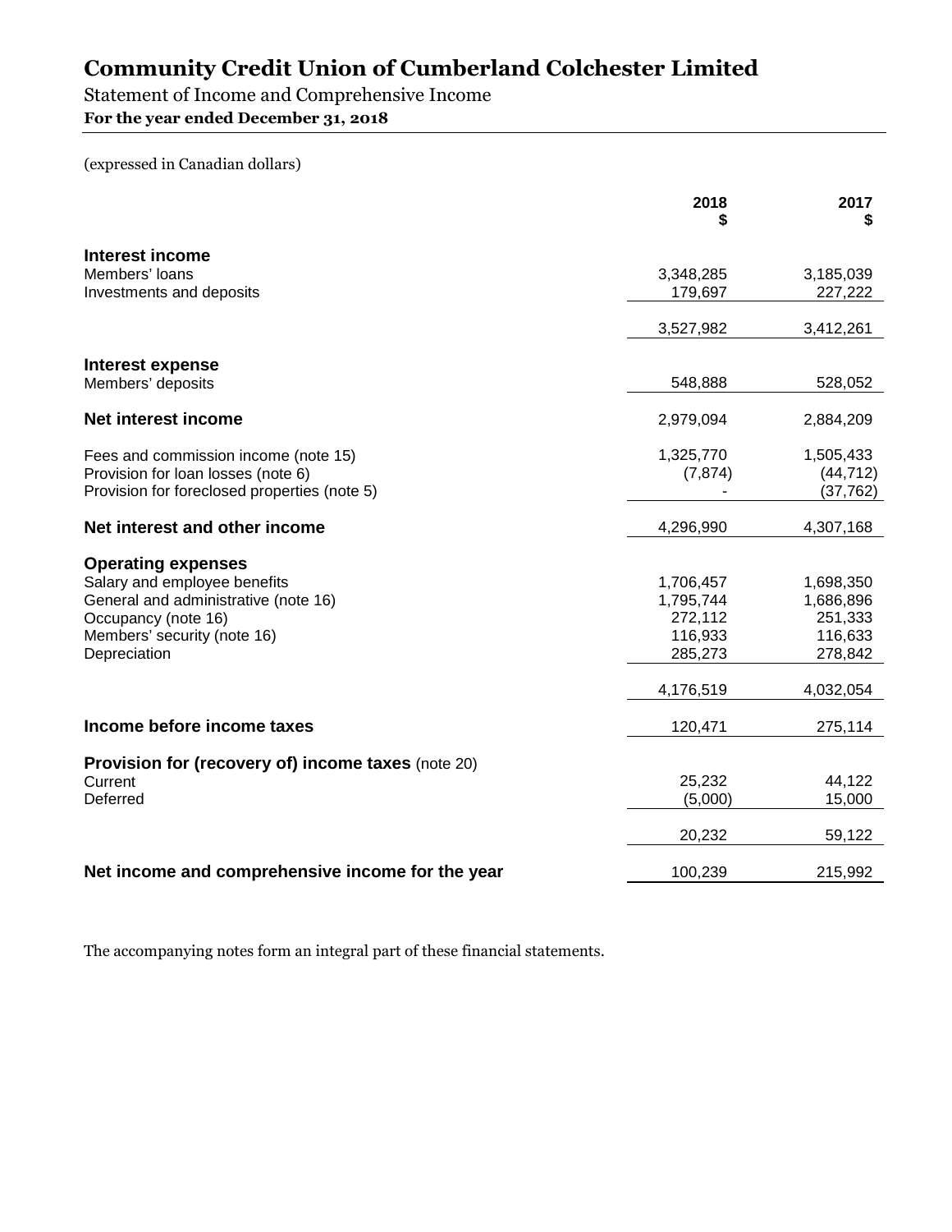# Community Credit Union of Cumberland Colchester Limited

Statement of Income and Comprehensive Income

**For the year ended December 31, 2018**

(expressed in Canadian dollars)

| | 2018 $ | 2017 $ |
|---|---|---|
| **Interest income** | | |
| Members' loans | 3,348,285 | 3,185,039 |
| Investments and deposits | 179,697 | 227,222 |
| | 3,527,982 | 3,412,261 |
| **Interest expense** | | |
| Members' deposits | 548,888 | 528,052 |
| **Net interest income** | 2,979,094 | 2,884,209 |
| Fees and commission income (note 15) | 1,325,770 | 1,505,433 |
| Provision for loan losses (note 6) | (7,874) | (44,712) |
| Provision for foreclosed properties (note 5) | - | (37,762) |
| **Net interest and other income** | 4,296,990 | 4,307,168 |
| **Operating expenses** | | |
| Salary and employee benefits | 1,706,457 | 1,698,350 |
| General and administrative (note 16) | 1,795,744 | 1,686,896 |
| Occupancy (note 16) | 272,112 | 251,333 |
| Members' security (note 16) | 116,933 | 116,633 |
| Depreciation | 285,273 | 278,842 |
| | 4,176,519 | 4,032,054 |
| **Income before income taxes** | 120,471 | 275,114 |
| **Provision for (recovery of) income taxes** (note 20) | | |
| Current | 25,232 | 44,122 |
| Deferred | (5,000) | 15,000 |
| | 20,232 | 59,122 |
| **Net income and comprehensive income for the year** | 100,239 | 215,992 |

The accompanying notes form an integral part of these financial statements.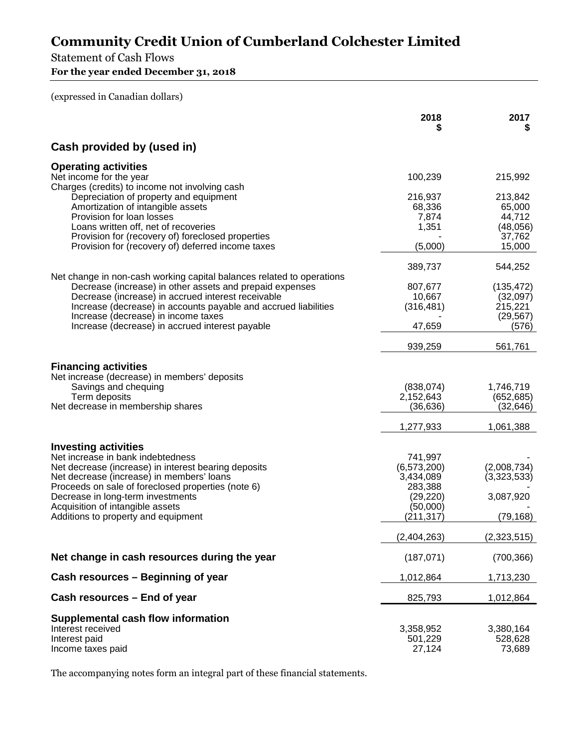# Community Credit Union of Cumberland Colchester Limited

Statement of Cash Flows

**For the year ended December 31, 2018**

(expressed in Canadian dollars)

| | 2018 $ | 2017 $ |
|---|---|---|
| **Cash provided by (used in)** | | |
| **Operating activities** | | |
| Net income for the year | 100,239 | 215,992 |
| Charges (credits) to income not involving cash | | |
| Depreciation of property and equipment | 216,937 | 213,842 |
| Amortization of intangible assets | 68,336 | 65,000 |
| Provision for loan losses | 7,874 | 44,712 |
| Loans written off, net of recoveries | 1,351 | (48,056) |
| Provision for (recovery of) foreclosed properties | - | 37,762 |
| Provision for (recovery of) deferred income taxes | (5,000) | 15,000 |
| | 389,737 | 544,252 |
| Net change in non-cash working capital balances related to operations | | |
| Decrease (increase) in other assets and prepaid expenses | 807,677 | (135,472) |
| Decrease (increase) in accrued interest receivable | 10,667 | (32,097) |
| Increase (decrease) in accounts payable and accrued liabilities | (316,481) | 215,221 |
| Increase (decrease) in income taxes | - | (29,567) |
| Increase (decrease) in accrued interest payable | 47,659 | (576) |
| | 939,259 | 561,761 |
| **Financing activities** | | |
| Net increase (decrease) in members' deposits | | |
| Savings and chequing | (838,074) | 1,746,719 |
| Term deposits | 2,152,643 | (652,685) |
| Net decrease in membership shares | (36,636) | (32,646) |
| | 1,277,933 | 1,061,388 |
| **Investing activities** | | |
| Net increase in bank indebtedness | 741,997 | - |
| Net decrease (increase) in interest bearing deposits | (6,573,200) | (2,008,734) |
| Net decrease (increase) in members' loans | 3,434,089 | (3,323,533) |
| Proceeds on sale of foreclosed properties (note 6) | 283,388 | - |
| Decrease in long-term investments | (29,220) | 3,087,920 |
| Acquisition of intangible assets | (50,000) | - |
| Additions to property and equipment | (211,317) | (79,168) |
| | (2,404,263) | (2,323,515) |
| **Net change in cash resources during the year** | (187,071) | (700,366) |
| **Cash resources – Beginning of year** | 1,012,864 | 1,713,230 |
| **Cash resources – End of year** | 825,793 | 1,012,864 |
| **Supplemental cash flow information** | | |
| Interest received | 3,358,952 | 3,380,164 |
| Interest paid | 501,229 | 528,628 |
| Income taxes paid | 27,124 | 73,689 |

The accompanying notes form an integral part of these financial statements.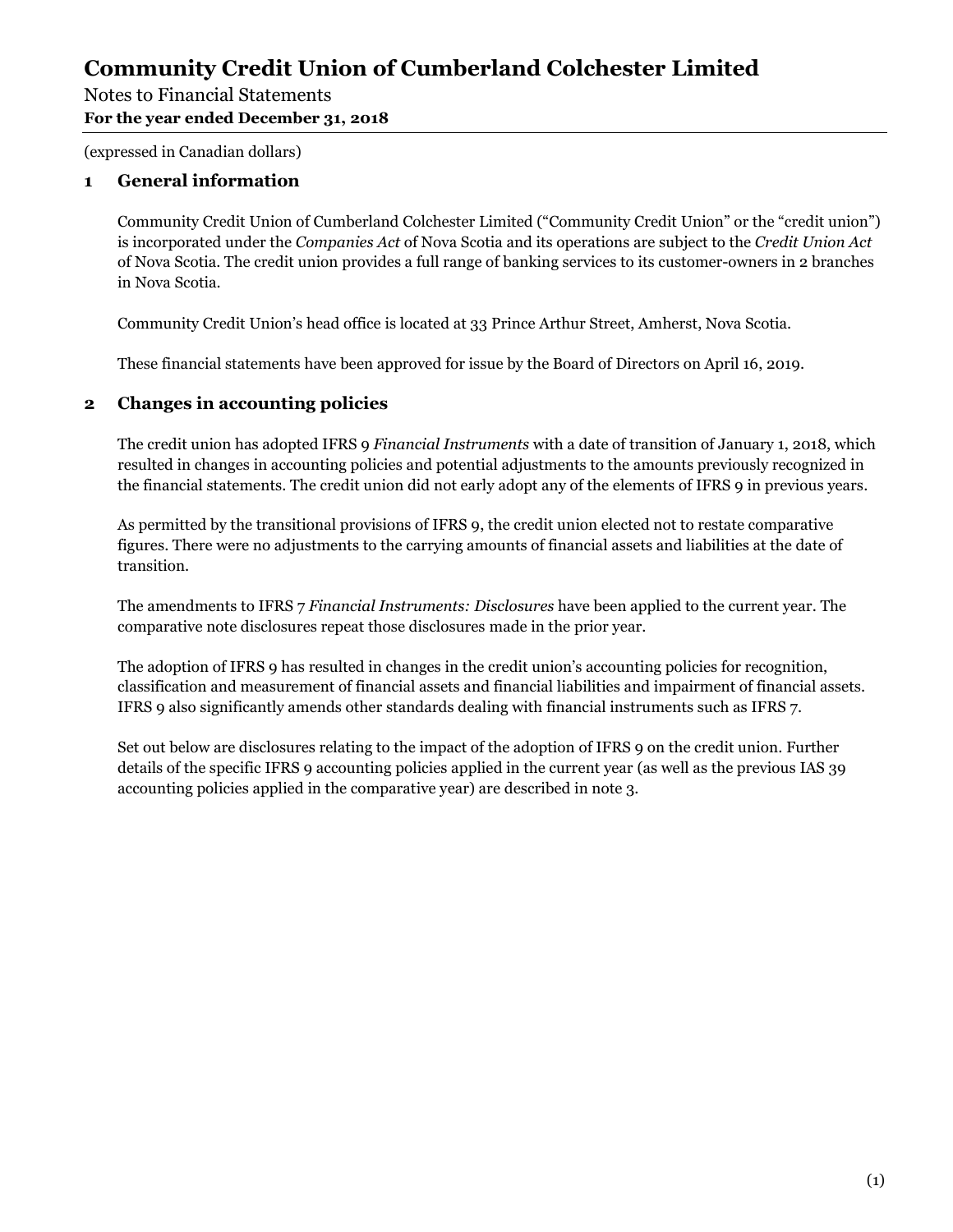# Community Credit Union of Cumberland Colchester Limited

Notes to Financial Statements

**For the year ended December 31, 2018**

(expressed in Canadian dollars)

## 1 General information

Community Credit Union of Cumberland Colchester Limited ("Community Credit Union" or the "credit union") is incorporated under the *Companies Act* of Nova Scotia and its operations are subject to the *Credit Union Act* of Nova Scotia. The credit union provides a full range of banking services to its customer-owners in 2 branches in Nova Scotia.

Community Credit Union's head office is located at 33 Prince Arthur Street, Amherst, Nova Scotia.

These financial statements have been approved for issue by the Board of Directors on April 16, 2019.

## 2 Changes in accounting policies

The credit union has adopted IFRS 9 *Financial Instruments* with a date of transition of January 1, 2018, which resulted in changes in accounting policies and potential adjustments to the amounts previously recognized in the financial statements. The credit union did not early adopt any of the elements of IFRS 9 in previous years.

As permitted by the transitional provisions of IFRS 9, the credit union elected not to restate comparative figures. There were no adjustments to the carrying amounts of financial assets and liabilities at the date of transition.

The amendments to IFRS 7 *Financial Instruments: Disclosures* have been applied to the current year. The comparative note disclosures repeat those disclosures made in the prior year.

The adoption of IFRS 9 has resulted in changes in the credit union's accounting policies for recognition, classification and measurement of financial assets and financial liabilities and impairment of financial assets. IFRS 9 also significantly amends other standards dealing with financial instruments such as IFRS 7.

Set out below are disclosures relating to the impact of the adoption of IFRS 9 on the credit union. Further details of the specific IFRS 9 accounting policies applied in the current year (as well as the previous IAS 39 accounting policies applied in the comparative year) are described in note 3.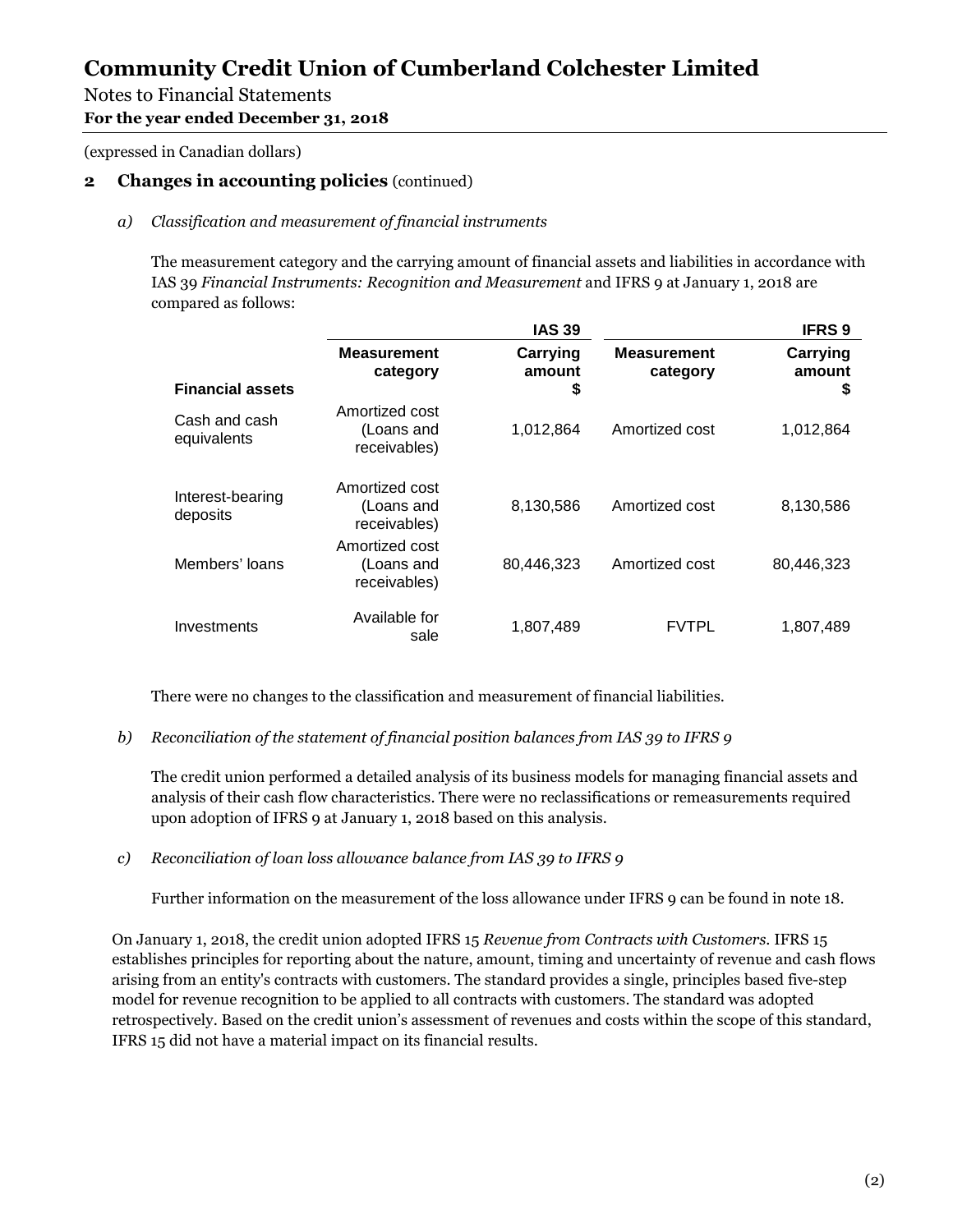# Community Credit Union of Cumberland Colchester Limited

Notes to Financial Statements

**For the year ended December 31, 2018**

(expressed in Canadian dollars)

## 2 Changes in accounting policies (continued)

*a) Classification and measurement of financial instruments*

The measurement category and the carrying amount of financial assets and liabilities in accordance with IAS 39 *Financial Instruments: Recognition and Measurement* and IFRS 9 at January 1, 2018 are compared as follows:

| | IAS 39 | | IFRS 9 | |
|---|---|---|---|---|
| **Financial assets** | **Measurement category** | **Carrying amount $** | **Measurement category** | **Carrying amount $** |
| Cash and cash equivalents | Amortized cost (Loans and receivables) | 1,012,864 | Amortized cost | 1,012,864 |
| Interest-bearing deposits | Amortized cost (Loans and receivables) | 8,130,586 | Amortized cost | 8,130,586 |
| Members' loans | Amortized cost (Loans and receivables) | 80,446,323 | Amortized cost | 80,446,323 |
| Investments | Available for sale | 1,807,489 | FVTPL | 1,807,489 |

There were no changes to the classification and measurement of financial liabilities.

*b) Reconciliation of the statement of financial position balances from IAS 39 to IFRS 9*

The credit union performed a detailed analysis of its business models for managing financial assets and analysis of their cash flow characteristics. There were no reclassifications or remeasurements required upon adoption of IFRS 9 at January 1, 2018 based on this analysis.

*c) Reconciliation of loan loss allowance balance from IAS 39 to IFRS 9*

Further information on the measurement of the loss allowance under IFRS 9 can be found in note 18.

On January 1, 2018, the credit union adopted IFRS 15 *Revenue from Contracts with Customers.* IFRS 15 establishes principles for reporting about the nature, amount, timing and uncertainty of revenue and cash flows arising from an entity's contracts with customers. The standard provides a single, principles based five-step model for revenue recognition to be applied to all contracts with customers. The standard was adopted retrospectively. Based on the credit union's assessment of revenues and costs within the scope of this standard, IFRS 15 did not have a material impact on its financial results.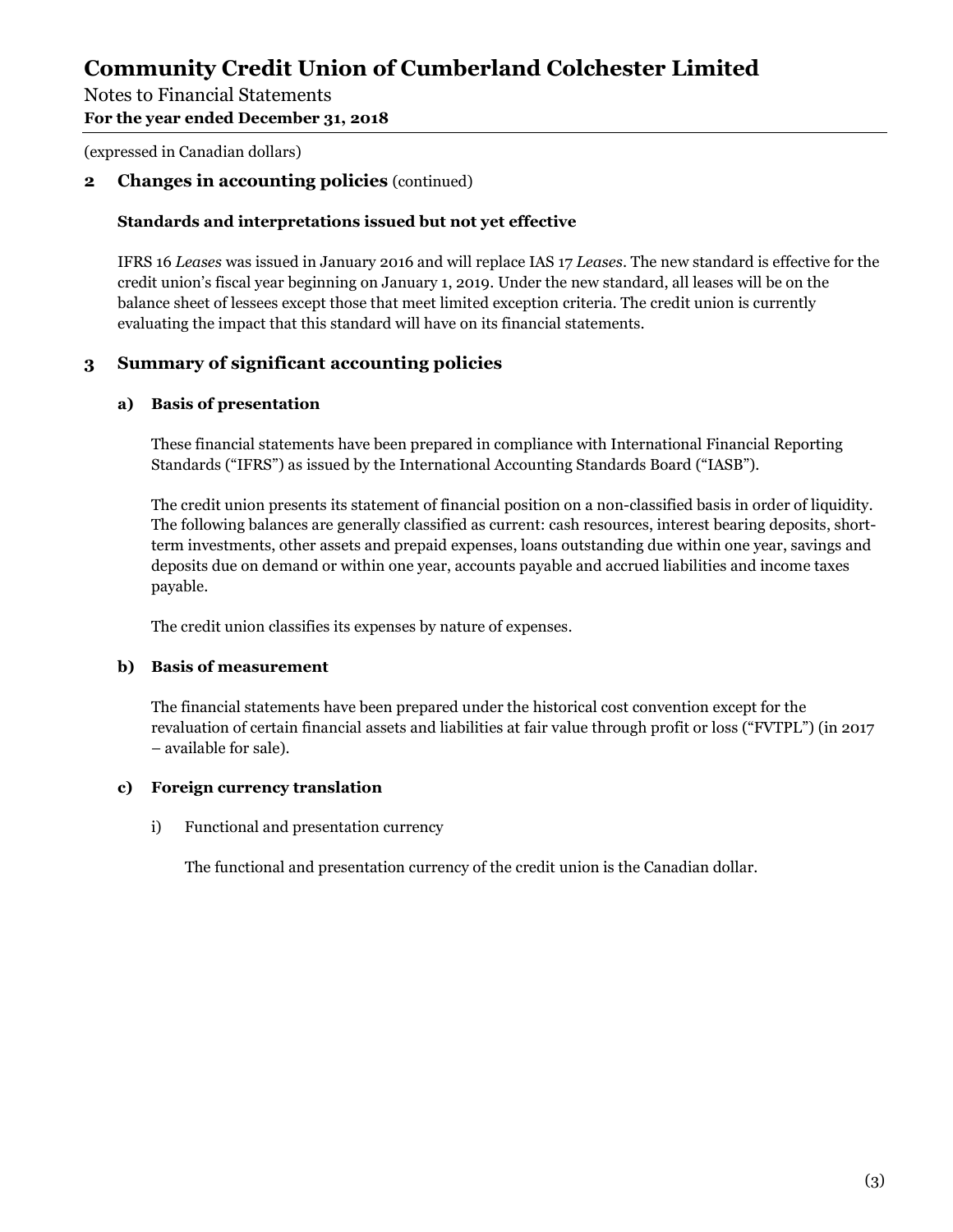(expressed in Canadian dollars)

## 2 Changes in accounting policies (continued)

### Standards and interpretations issued but not yet effective

IFRS 16 *Leases* was issued in January 2016 and will replace IAS 17 *Leases*. The new standard is effective for the credit union's fiscal year beginning on January 1, 2019. Under the new standard, all leases will be on the balance sheet of lessees except those that meet limited exception criteria. The credit union is currently evaluating the impact that this standard will have on its financial statements.

## 3 Summary of significant accounting policies

### a) Basis of presentation

These financial statements have been prepared in compliance with International Financial Reporting Standards ("IFRS") as issued by the International Accounting Standards Board ("IASB").

The credit union presents its statement of financial position on a non-classified basis in order of liquidity. The following balances are generally classified as current: cash resources, interest bearing deposits, short-term investments, other assets and prepaid expenses, loans outstanding due within one year, savings and deposits due on demand or within one year, accounts payable and accrued liabilities and income taxes payable.

The credit union classifies its expenses by nature of expenses.

### b) Basis of measurement

The financial statements have been prepared under the historical cost convention except for the revaluation of certain financial assets and liabilities at fair value through profit or loss ("FVTPL") (in 2017 – available for sale).

### c) Foreign currency translation

i) Functional and presentation currency

The functional and presentation currency of the credit union is the Canadian dollar.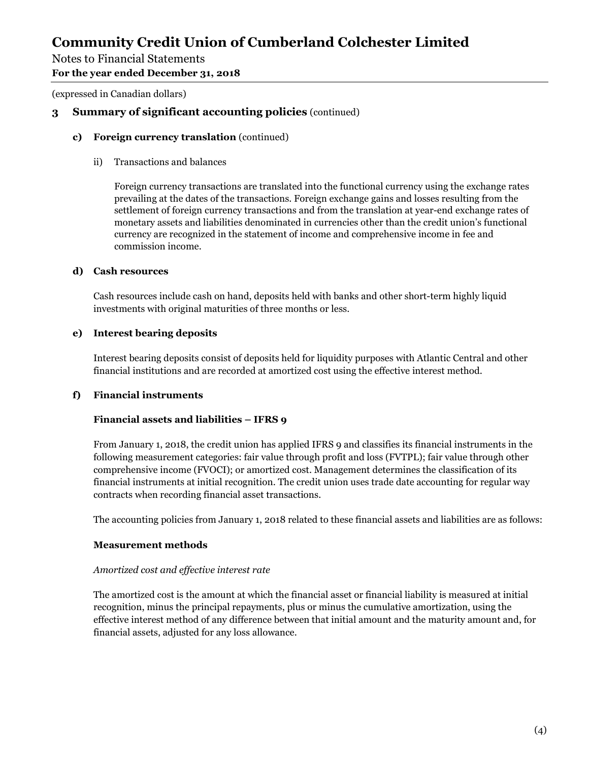(expressed in Canadian dollars)

## 3 Summary of significant accounting policies (continued)

### c) Foreign currency translation (continued)

ii) Transactions and balances

Foreign currency transactions are translated into the functional currency using the exchange rates prevailing at the dates of the transactions. Foreign exchange gains and losses resulting from the settlement of foreign currency transactions and from the translation at year-end exchange rates of monetary assets and liabilities denominated in currencies other than the credit union's functional currency are recognized in the statement of income and comprehensive income in fee and commission income.

### d) Cash resources

Cash resources include cash on hand, deposits held with banks and other short-term highly liquid investments with original maturities of three months or less.

### e) Interest bearing deposits

Interest bearing deposits consist of deposits held for liquidity purposes with Atlantic Central and other financial institutions and are recorded at amortized cost using the effective interest method.

### f) Financial instruments

**Financial assets and liabilities – IFRS 9**

From January 1, 2018, the credit union has applied IFRS 9 and classifies its financial instruments in the following measurement categories: fair value through profit and loss (FVTPL); fair value through other comprehensive income (FVOCI); or amortized cost. Management determines the classification of its financial instruments at initial recognition. The credit union uses trade date accounting for regular way contracts when recording financial asset transactions.

The accounting policies from January 1, 2018 related to these financial assets and liabilities are as follows:

**Measurement methods**

*Amortized cost and effective interest rate*

The amortized cost is the amount at which the financial asset or financial liability is measured at initial recognition, minus the principal repayments, plus or minus the cumulative amortization, using the effective interest method of any difference between that initial amount and the maturity amount and, for financial assets, adjusted for any loss allowance.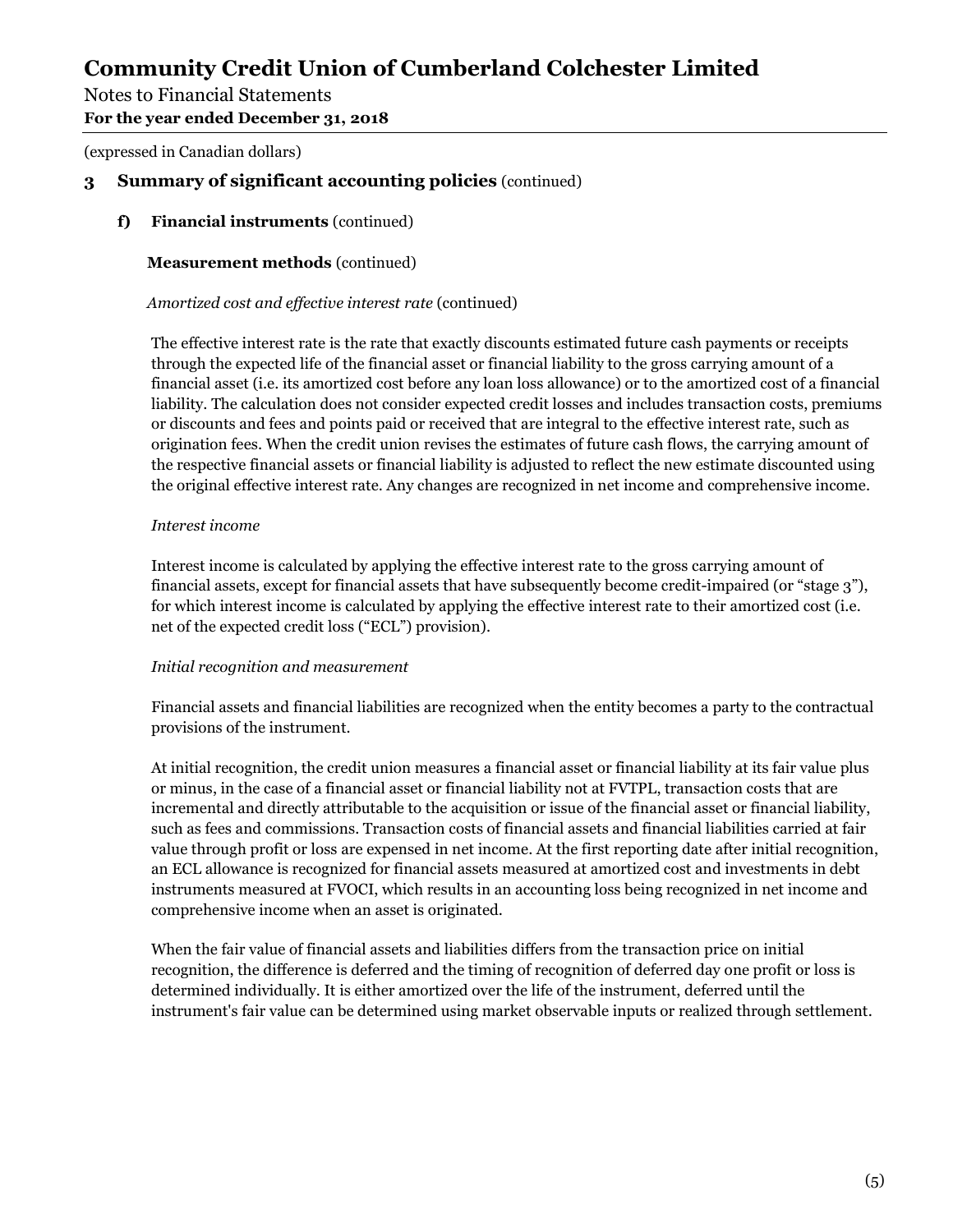(expressed in Canadian dollars)

## 3 Summary of significant accounting policies (continued)

### f) Financial instruments (continued)

**Measurement methods** (continued)

*Amortized cost and effective interest rate* (continued)

The effective interest rate is the rate that exactly discounts estimated future cash payments or receipts through the expected life of the financial asset or financial liability to the gross carrying amount of a financial asset (i.e. its amortized cost before any loan loss allowance) or to the amortized cost of a financial liability. The calculation does not consider expected credit losses and includes transaction costs, premiums or discounts and fees and points paid or received that are integral to the effective interest rate, such as origination fees. When the credit union revises the estimates of future cash flows, the carrying amount of the respective financial assets or financial liability is adjusted to reflect the new estimate discounted using the original effective interest rate. Any changes are recognized in net income and comprehensive income.

*Interest income*

Interest income is calculated by applying the effective interest rate to the gross carrying amount of financial assets, except for financial assets that have subsequently become credit-impaired (or "stage 3"), for which interest income is calculated by applying the effective interest rate to their amortized cost (i.e. net of the expected credit loss ("ECL") provision).

*Initial recognition and measurement*

Financial assets and financial liabilities are recognized when the entity becomes a party to the contractual provisions of the instrument.

At initial recognition, the credit union measures a financial asset or financial liability at its fair value plus or minus, in the case of a financial asset or financial liability not at FVTPL, transaction costs that are incremental and directly attributable to the acquisition or issue of the financial asset or financial liability, such as fees and commissions. Transaction costs of financial assets and financial liabilities carried at fair value through profit or loss are expensed in net income. At the first reporting date after initial recognition, an ECL allowance is recognized for financial assets measured at amortized cost and investments in debt instruments measured at FVOCI, which results in an accounting loss being recognized in net income and comprehensive income when an asset is originated.

When the fair value of financial assets and liabilities differs from the transaction price on initial recognition, the difference is deferred and the timing of recognition of deferred day one profit or loss is determined individually. It is either amortized over the life of the instrument, deferred until the instrument's fair value can be determined using market observable inputs or realized through settlement.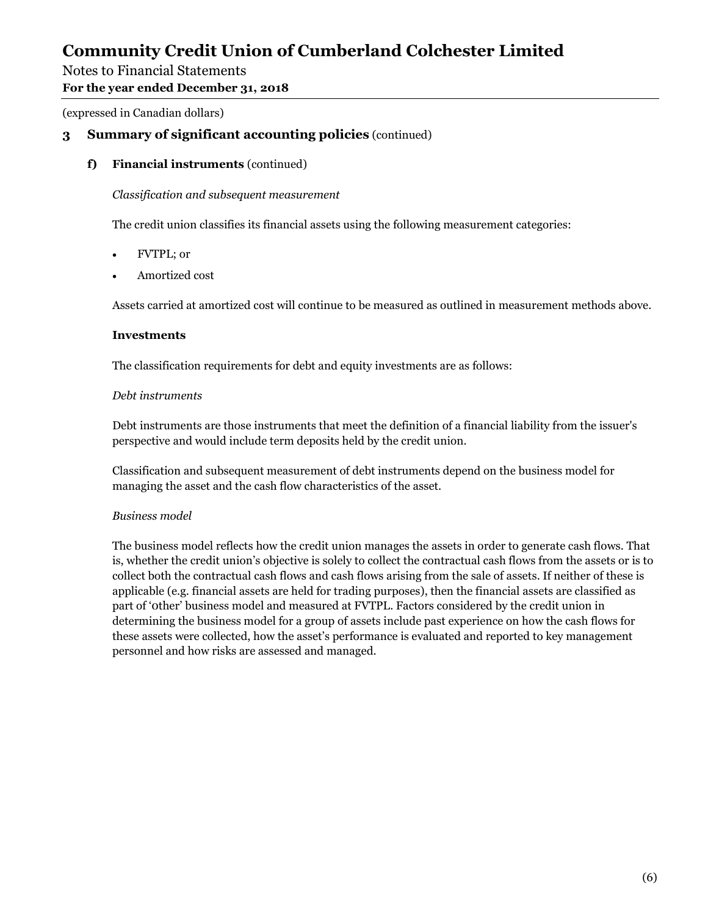(expressed in Canadian dollars)

## 3 Summary of significant accounting policies (continued)

### f) Financial instruments (continued)

*Classification and subsequent measurement*

The credit union classifies its financial assets using the following measurement categories:

- FVTPL; or
- Amortized cost

Assets carried at amortized cost will continue to be measured as outlined in measurement methods above.

**Investments**

The classification requirements for debt and equity investments are as follows:

*Debt instruments*

Debt instruments are those instruments that meet the definition of a financial liability from the issuer's perspective and would include term deposits held by the credit union.

Classification and subsequent measurement of debt instruments depend on the business model for managing the asset and the cash flow characteristics of the asset.

*Business model*

The business model reflects how the credit union manages the assets in order to generate cash flows. That is, whether the credit union's objective is solely to collect the contractual cash flows from the assets or is to collect both the contractual cash flows and cash flows arising from the sale of assets. If neither of these is applicable (e.g. financial assets are held for trading purposes), then the financial assets are classified as part of 'other' business model and measured at FVTPL. Factors considered by the credit union in determining the business model for a group of assets include past experience on how the cash flows for these assets were collected, how the asset's performance is evaluated and reported to key management personnel and how risks are assessed and managed.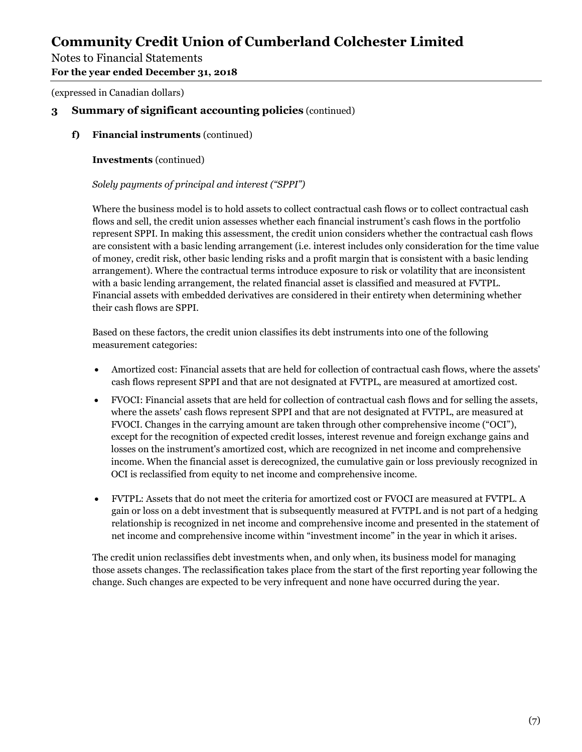(expressed in Canadian dollars)

## 3 Summary of significant accounting policies (continued)

### f) Financial instruments (continued)

**Investments** (continued)

*Solely payments of principal and interest ("SPPI")*

Where the business model is to hold assets to collect contractual cash flows or to collect contractual cash flows and sell, the credit union assesses whether each financial instrument's cash flows in the portfolio represent SPPI. In making this assessment, the credit union considers whether the contractual cash flows are consistent with a basic lending arrangement (i.e. interest includes only consideration for the time value of money, credit risk, other basic lending risks and a profit margin that is consistent with a basic lending arrangement). Where the contractual terms introduce exposure to risk or volatility that are inconsistent with a basic lending arrangement, the related financial asset is classified and measured at FVTPL. Financial assets with embedded derivatives are considered in their entirety when determining whether their cash flows are SPPI.

Based on these factors, the credit union classifies its debt instruments into one of the following measurement categories:

- Amortized cost: Financial assets that are held for collection of contractual cash flows, where the assets' cash flows represent SPPI and that are not designated at FVTPL, are measured at amortized cost.
- FVOCI: Financial assets that are held for collection of contractual cash flows and for selling the assets, where the assets' cash flows represent SPPI and that are not designated at FVTPL, are measured at FVOCI. Changes in the carrying amount are taken through other comprehensive income ("OCI"), except for the recognition of expected credit losses, interest revenue and foreign exchange gains and losses on the instrument's amortized cost, which are recognized in net income and comprehensive income. When the financial asset is derecognized, the cumulative gain or loss previously recognized in OCI is reclassified from equity to net income and comprehensive income.
- FVTPL: Assets that do not meet the criteria for amortized cost or FVOCI are measured at FVTPL. A gain or loss on a debt investment that is subsequently measured at FVTPL and is not part of a hedging relationship is recognized in net income and comprehensive income and presented in the statement of net income and comprehensive income within "investment income" in the year in which it arises.

The credit union reclassifies debt investments when, and only when, its business model for managing those assets changes. The reclassification takes place from the start of the first reporting year following the change. Such changes are expected to be very infrequent and none have occurred during the year.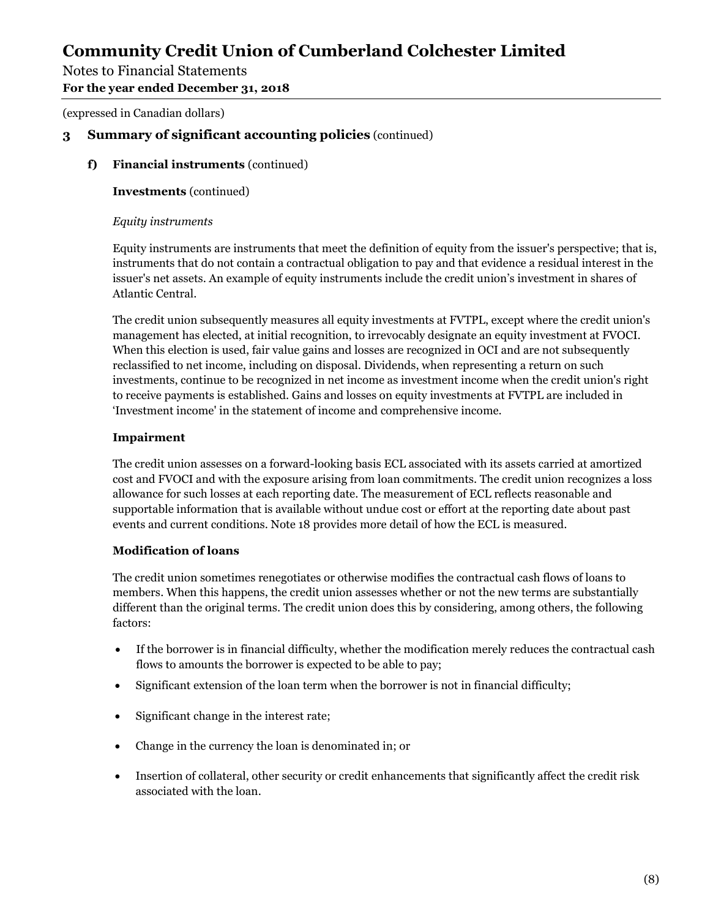(expressed in Canadian dollars)

## 3 Summary of significant accounting policies (continued)

### f) Financial instruments (continued)

**Investments** (continued)

*Equity instruments*

Equity instruments are instruments that meet the definition of equity from the issuer's perspective; that is, instruments that do not contain a contractual obligation to pay and that evidence a residual interest in the issuer's net assets. An example of equity instruments include the credit union's investment in shares of Atlantic Central.

The credit union subsequently measures all equity investments at FVTPL, except where the credit union's management has elected, at initial recognition, to irrevocably designate an equity investment at FVOCI. When this election is used, fair value gains and losses are recognized in OCI and are not subsequently reclassified to net income, including on disposal. Dividends, when representing a return on such investments, continue to be recognized in net income as investment income when the credit union's right to receive payments is established. Gains and losses on equity investments at FVTPL are included in 'Investment income' in the statement of income and comprehensive income.

**Impairment**

The credit union assesses on a forward-looking basis ECL associated with its assets carried at amortized cost and FVOCI and with the exposure arising from loan commitments. The credit union recognizes a loss allowance for such losses at each reporting date. The measurement of ECL reflects reasonable and supportable information that is available without undue cost or effort at the reporting date about past events and current conditions. Note 18 provides more detail of how the ECL is measured.

**Modification of loans**

The credit union sometimes renegotiates or otherwise modifies the contractual cash flows of loans to members. When this happens, the credit union assesses whether or not the new terms are substantially different than the original terms. The credit union does this by considering, among others, the following factors:

- If the borrower is in financial difficulty, whether the modification merely reduces the contractual cash flows to amounts the borrower is expected to be able to pay;
- Significant extension of the loan term when the borrower is not in financial difficulty;
- Significant change in the interest rate;
- Change in the currency the loan is denominated in; or
- Insertion of collateral, other security or credit enhancements that significantly affect the credit risk associated with the loan.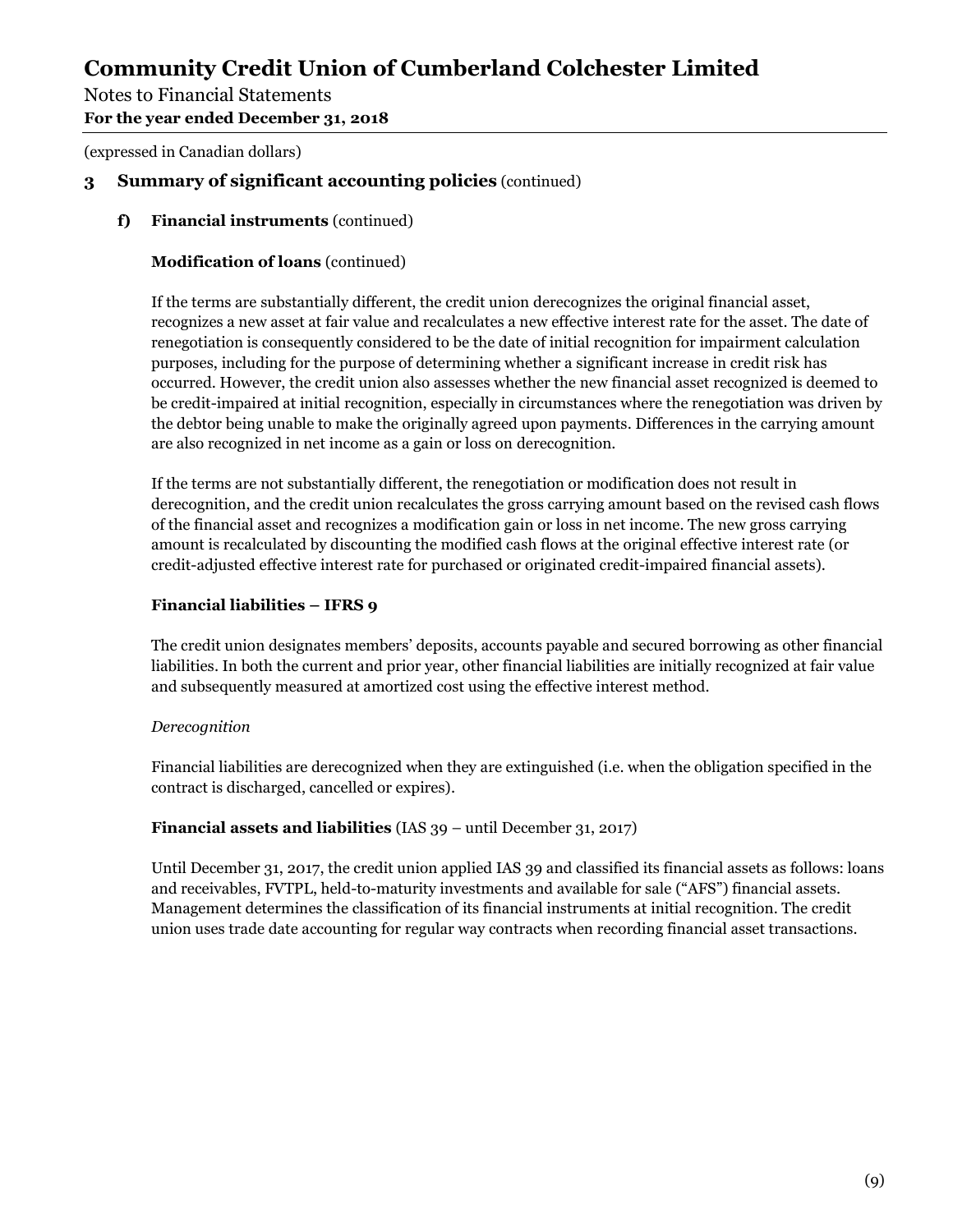## 3 Summary of significant accounting policies (continued)

### f) Financial instruments (continued)

**Modification of loans** (continued)

If the terms are substantially different, the credit union derecognizes the original financial asset, recognizes a new asset at fair value and recalculates a new effective interest rate for the asset. The date of renegotiation is consequently considered to be the date of initial recognition for impairment calculation purposes, including for the purpose of determining whether a significant increase in credit risk has occurred. However, the credit union also assesses whether the new financial asset recognized is deemed to be credit-impaired at initial recognition, especially in circumstances where the renegotiation was driven by the debtor being unable to make the originally agreed upon payments. Differences in the carrying amount are also recognized in net income as a gain or loss on derecognition.

If the terms are not substantially different, the renegotiation or modification does not result in derecognition, and the credit union recalculates the gross carrying amount based on the revised cash flows of the financial asset and recognizes a modification gain or loss in net income. The new gross carrying amount is recalculated by discounting the modified cash flows at the original effective interest rate (or credit-adjusted effective interest rate for purchased or originated credit-impaired financial assets).

**Financial liabilities – IFRS 9**

The credit union designates members' deposits, accounts payable and secured borrowing as other financial liabilities. In both the current and prior year, other financial liabilities are initially recognized at fair value and subsequently measured at amortized cost using the effective interest method.

*Derecognition*

Financial liabilities are derecognized when they are extinguished (i.e. when the obligation specified in the contract is discharged, cancelled or expires).

**Financial assets and liabilities** (IAS 39 – until December 31, 2017)

Until December 31, 2017, the credit union applied IAS 39 and classified its financial assets as follows: loans and receivables, FVTPL, held-to-maturity investments and available for sale ("AFS") financial assets. Management determines the classification of its financial instruments at initial recognition. The credit union uses trade date accounting for regular way contracts when recording financial asset transactions.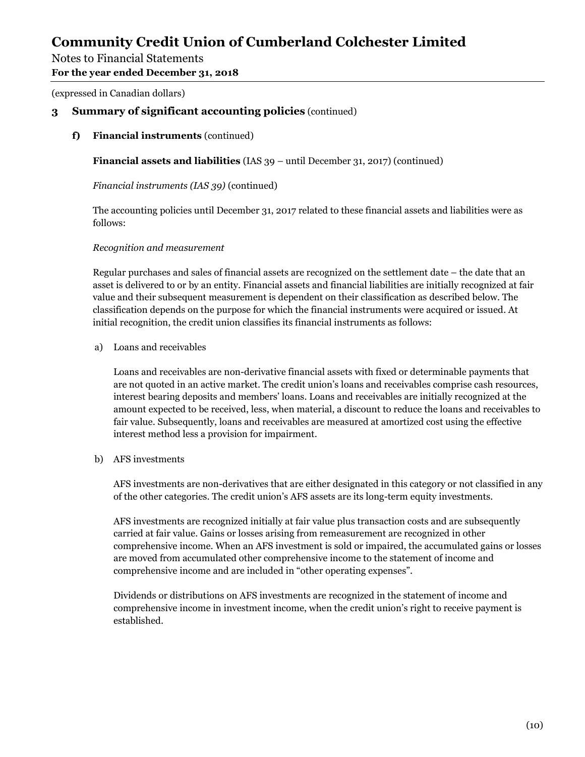(expressed in Canadian dollars)

## 3 Summary of significant accounting policies (continued)

### f) Financial instruments (continued)

**Financial assets and liabilities** (IAS 39 – until December 31, 2017) (continued)

*Financial instruments (IAS 39)* (continued)

The accounting policies until December 31, 2017 related to these financial assets and liabilities were as follows:

*Recognition and measurement*

Regular purchases and sales of financial assets are recognized on the settlement date – the date that an asset is delivered to or by an entity. Financial assets and financial liabilities are initially recognized at fair value and their subsequent measurement is dependent on their classification as described below. The classification depends on the purpose for which the financial instruments were acquired or issued. At initial recognition, the credit union classifies its financial instruments as follows:

a) Loans and receivables

Loans and receivables are non-derivative financial assets with fixed or determinable payments that are not quoted in an active market. The credit union's loans and receivables comprise cash resources, interest bearing deposits and members' loans. Loans and receivables are initially recognized at the amount expected to be received, less, when material, a discount to reduce the loans and receivables to fair value. Subsequently, loans and receivables are measured at amortized cost using the effective interest method less a provision for impairment.

b) AFS investments

AFS investments are non-derivatives that are either designated in this category or not classified in any of the other categories. The credit union's AFS assets are its long-term equity investments.

AFS investments are recognized initially at fair value plus transaction costs and are subsequently carried at fair value. Gains or losses arising from remeasurement are recognized in other comprehensive income. When an AFS investment is sold or impaired, the accumulated gains or losses are moved from accumulated other comprehensive income to the statement of income and comprehensive income and are included in "other operating expenses".

Dividends or distributions on AFS investments are recognized in the statement of income and comprehensive income in investment income, when the credit union's right to receive payment is established.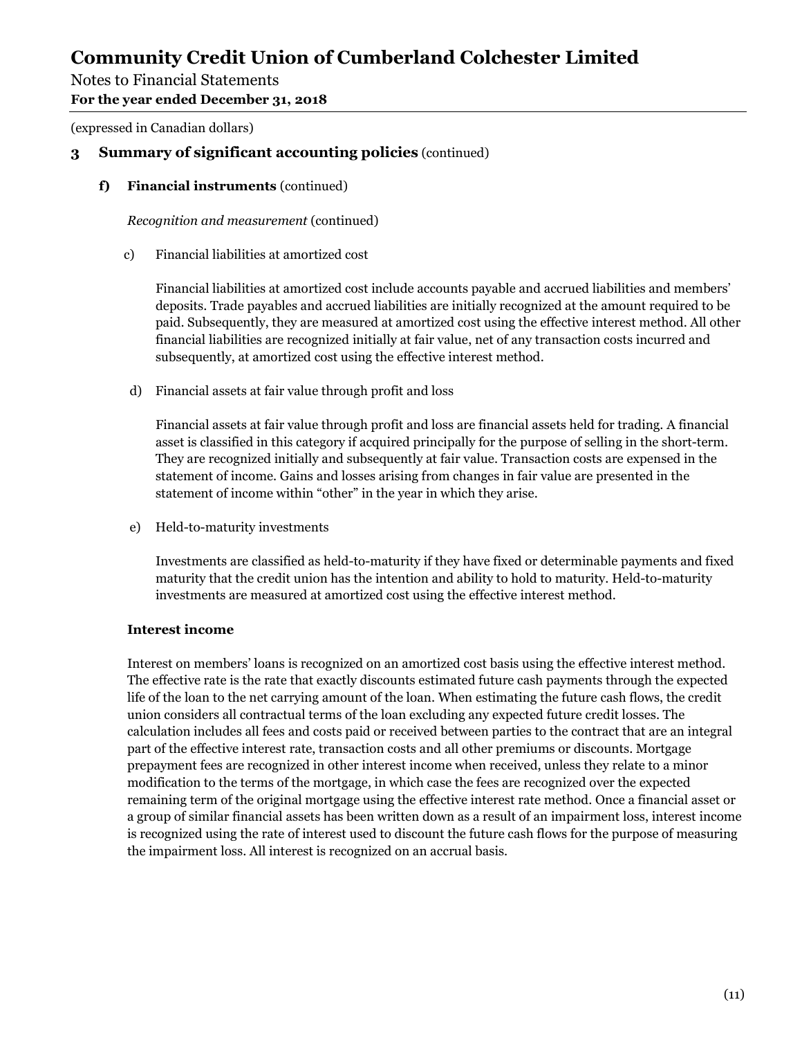# Community Credit Union of Cumberland Colchester Limited

Notes to Financial Statements
**For the year ended December 31, 2018**

(expressed in Canadian dollars)

## 3 Summary of significant accounting policies (continued)

### f) Financial instruments (continued)

*Recognition and measurement* (continued)

c) Financial liabilities at amortized cost

Financial liabilities at amortized cost include accounts payable and accrued liabilities and members' deposits. Trade payables and accrued liabilities are initially recognized at the amount required to be paid. Subsequently, they are measured at amortized cost using the effective interest method. All other financial liabilities are recognized initially at fair value, net of any transaction costs incurred and subsequently, at amortized cost using the effective interest method.

d) Financial assets at fair value through profit and loss

Financial assets at fair value through profit and loss are financial assets held for trading. A financial asset is classified in this category if acquired principally for the purpose of selling in the short-term. They are recognized initially and subsequently at fair value. Transaction costs are expensed in the statement of income. Gains and losses arising from changes in fair value are presented in the statement of income within "other" in the year in which they arise.

e) Held-to-maturity investments

Investments are classified as held-to-maturity if they have fixed or determinable payments and fixed maturity that the credit union has the intention and ability to hold to maturity. Held-to-maturity investments are measured at amortized cost using the effective interest method.

**Interest income**

Interest on members' loans is recognized on an amortized cost basis using the effective interest method. The effective rate is the rate that exactly discounts estimated future cash payments through the expected life of the loan to the net carrying amount of the loan. When estimating the future cash flows, the credit union considers all contractual terms of the loan excluding any expected future credit losses. The calculation includes all fees and costs paid or received between parties to the contract that are an integral part of the effective interest rate, transaction costs and all other premiums or discounts. Mortgage prepayment fees are recognized in other interest income when received, unless they relate to a minor modification to the terms of the mortgage, in which case the fees are recognized over the expected remaining term of the original mortgage using the effective interest rate method. Once a financial asset or a group of similar financial assets has been written down as a result of an impairment loss, interest income is recognized using the rate of interest used to discount the future cash flows for the purpose of measuring the impairment loss. All interest is recognized on an accrual basis.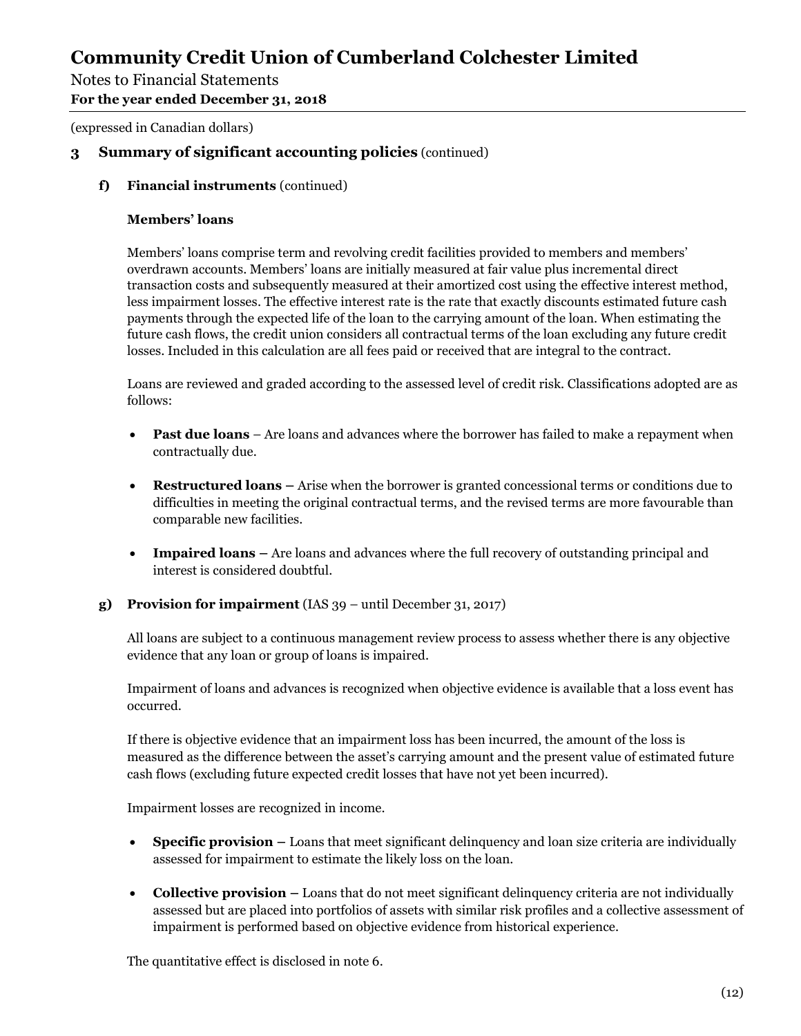(expressed in Canadian dollars)

## 3 Summary of significant accounting policies (continued)

### f) Financial instruments (continued)

**Members' loans**

Members' loans comprise term and revolving credit facilities provided to members and members' overdrawn accounts. Members' loans are initially measured at fair value plus incremental direct transaction costs and subsequently measured at their amortized cost using the effective interest method, less impairment losses. The effective interest rate is the rate that exactly discounts estimated future cash payments through the expected life of the loan to the carrying amount of the loan. When estimating the future cash flows, the credit union considers all contractual terms of the loan excluding any future credit losses. Included in this calculation are all fees paid or received that are integral to the contract.

Loans are reviewed and graded according to the assessed level of credit risk. Classifications adopted are as follows:

- **Past due loans** – Are loans and advances where the borrower has failed to make a repayment when contractually due.
- **Restructured loans –** Arise when the borrower is granted concessional terms or conditions due to difficulties in meeting the original contractual terms, and the revised terms are more favourable than comparable new facilities.
- **Impaired loans –** Are loans and advances where the full recovery of outstanding principal and interest is considered doubtful.

### g) Provision for impairment (IAS 39 – until December 31, 2017)

All loans are subject to a continuous management review process to assess whether there is any objective evidence that any loan or group of loans is impaired.

Impairment of loans and advances is recognized when objective evidence is available that a loss event has occurred.

If there is objective evidence that an impairment loss has been incurred, the amount of the loss is measured as the difference between the asset's carrying amount and the present value of estimated future cash flows (excluding future expected credit losses that have not yet been incurred).

Impairment losses are recognized in income.

- **Specific provision –** Loans that meet significant delinquency and loan size criteria are individually assessed for impairment to estimate the likely loss on the loan.
- **Collective provision –** Loans that do not meet significant delinquency criteria are not individually assessed but are placed into portfolios of assets with similar risk profiles and a collective assessment of impairment is performed based on objective evidence from historical experience.

The quantitative effect is disclosed in note 6.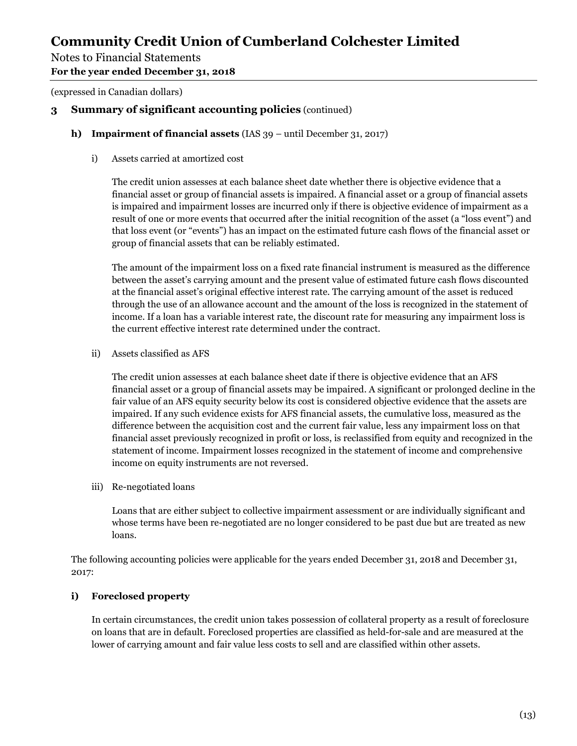(expressed in Canadian dollars)

## 3 Summary of significant accounting policies (continued)

### h) Impairment of financial assets (IAS 39 – until December 31, 2017)

i) Assets carried at amortized cost

The credit union assesses at each balance sheet date whether there is objective evidence that a financial asset or group of financial assets is impaired. A financial asset or a group of financial assets is impaired and impairment losses are incurred only if there is objective evidence of impairment as a result of one or more events that occurred after the initial recognition of the asset (a "loss event") and that loss event (or "events") has an impact on the estimated future cash flows of the financial asset or group of financial assets that can be reliably estimated.

The amount of the impairment loss on a fixed rate financial instrument is measured as the difference between the asset's carrying amount and the present value of estimated future cash flows discounted at the financial asset's original effective interest rate. The carrying amount of the asset is reduced through the use of an allowance account and the amount of the loss is recognized in the statement of income. If a loan has a variable interest rate, the discount rate for measuring any impairment loss is the current effective interest rate determined under the contract.

ii) Assets classified as AFS

The credit union assesses at each balance sheet date if there is objective evidence that an AFS financial asset or a group of financial assets may be impaired. A significant or prolonged decline in the fair value of an AFS equity security below its cost is considered objective evidence that the assets are impaired. If any such evidence exists for AFS financial assets, the cumulative loss, measured as the difference between the acquisition cost and the current fair value, less any impairment loss on that financial asset previously recognized in profit or loss, is reclassified from equity and recognized in the statement of income. Impairment losses recognized in the statement of income and comprehensive income on equity instruments are not reversed.

iii) Re-negotiated loans

Loans that are either subject to collective impairment assessment or are individually significant and whose terms have been re-negotiated are no longer considered to be past due but are treated as new loans.

The following accounting policies were applicable for the years ended December 31, 2018 and December 31, 2017:

### i) Foreclosed property

In certain circumstances, the credit union takes possession of collateral property as a result of foreclosure on loans that are in default. Foreclosed properties are classified as held-for-sale and are measured at the lower of carrying amount and fair value less costs to sell and are classified within other assets.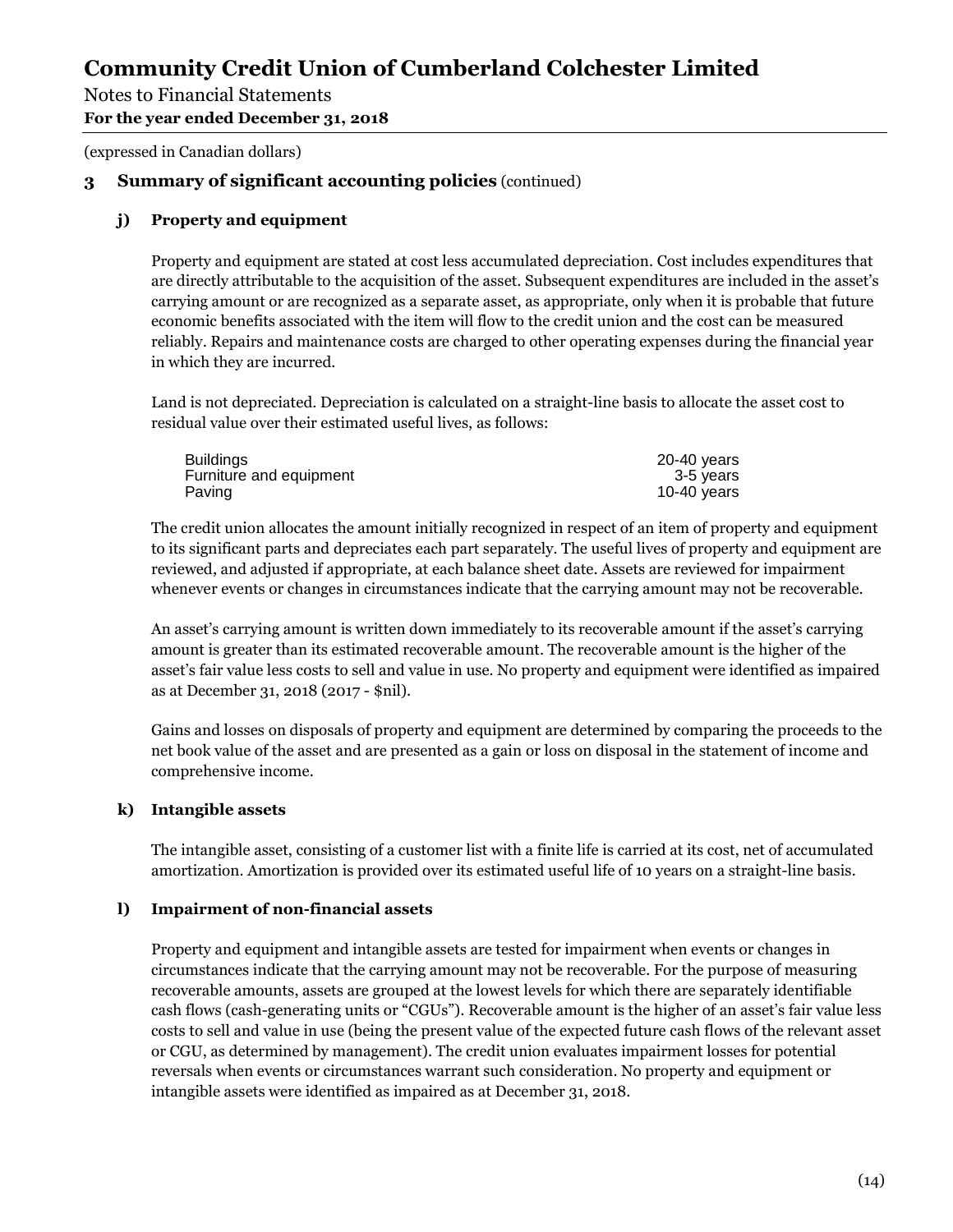# Community Credit Union of Cumberland Colchester Limited

Notes to Financial Statements
**For the year ended December 31, 2018**

(expressed in Canadian dollars)

## 3 Summary of significant accounting policies (continued)

### j) Property and equipment

Property and equipment are stated at cost less accumulated depreciation. Cost includes expenditures that are directly attributable to the acquisition of the asset. Subsequent expenditures are included in the asset's carrying amount or are recognized as a separate asset, as appropriate, only when it is probable that future economic benefits associated with the item will flow to the credit union and the cost can be measured reliably. Repairs and maintenance costs are charged to other operating expenses during the financial year in which they are incurred.

Land is not depreciated. Depreciation is calculated on a straight-line basis to allocate the asset cost to residual value over their estimated useful lives, as follows:

| | |
|---|---|
| Buildings | 20-40 years |
| Furniture and equipment | 3-5 years |
| Paving | 10-40 years |

The credit union allocates the amount initially recognized in respect of an item of property and equipment to its significant parts and depreciates each part separately. The useful lives of property and equipment are reviewed, and adjusted if appropriate, at each balance sheet date. Assets are reviewed for impairment whenever events or changes in circumstances indicate that the carrying amount may not be recoverable.

An asset's carrying amount is written down immediately to its recoverable amount if the asset's carrying amount is greater than its estimated recoverable amount. The recoverable amount is the higher of the asset's fair value less costs to sell and value in use. No property and equipment were identified as impaired as at December 31, 2018 (2017 - $nil).

Gains and losses on disposals of property and equipment are determined by comparing the proceeds to the net book value of the asset and are presented as a gain or loss on disposal in the statement of income and comprehensive income.

### k) Intangible assets

The intangible asset, consisting of a customer list with a finite life is carried at its cost, net of accumulated amortization. Amortization is provided over its estimated useful life of 10 years on a straight-line basis.

### l) Impairment of non-financial assets

Property and equipment and intangible assets are tested for impairment when events or changes in circumstances indicate that the carrying amount may not be recoverable. For the purpose of measuring recoverable amounts, assets are grouped at the lowest levels for which there are separately identifiable cash flows (cash-generating units or "CGUs"). Recoverable amount is the higher of an asset's fair value less costs to sell and value in use (being the present value of the expected future cash flows of the relevant asset or CGU, as determined by management). The credit union evaluates impairment losses for potential reversals when events or circumstances warrant such consideration. No property and equipment or intangible assets were identified as impaired as at December 31, 2018.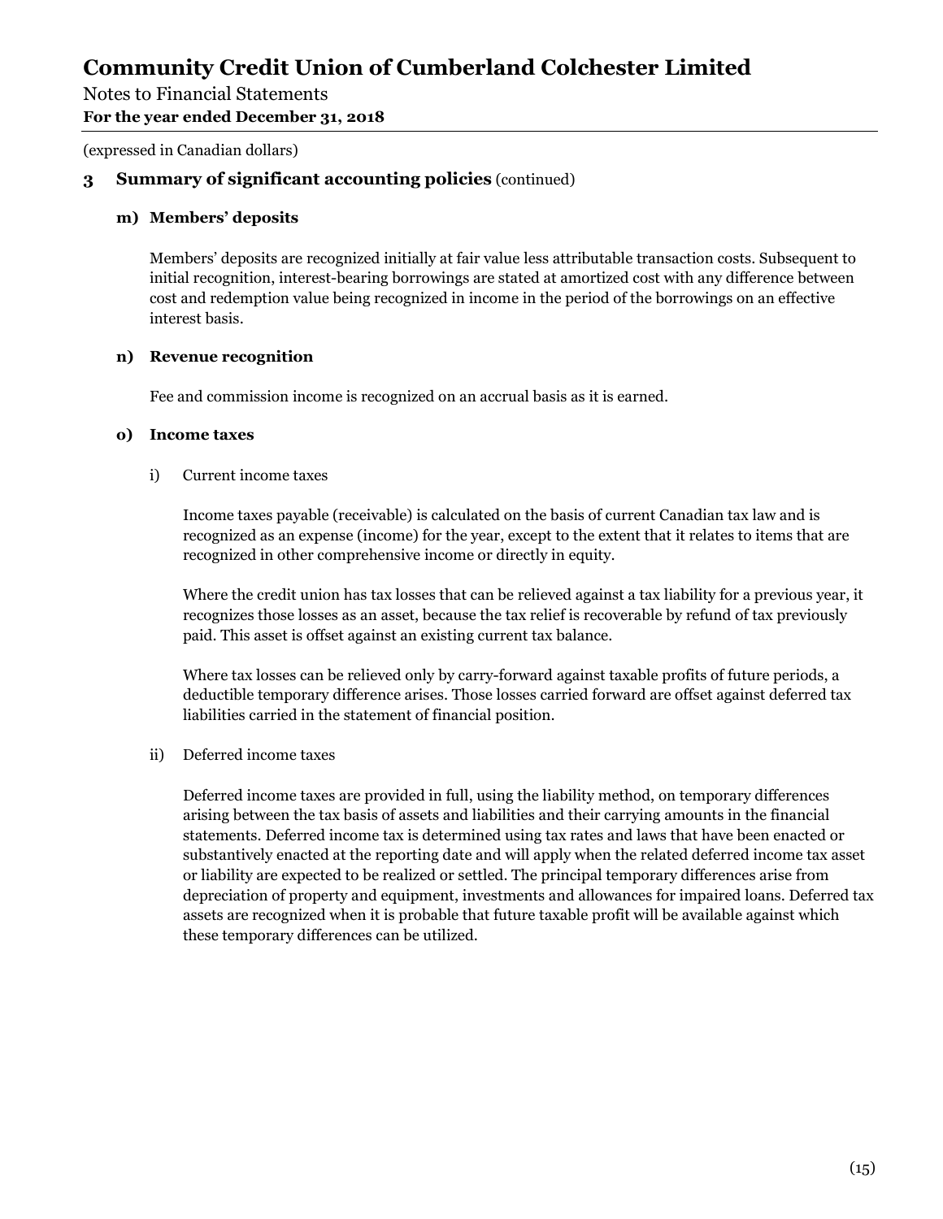(expressed in Canadian dollars)

## 3 Summary of significant accounting policies (continued)

### m) Members' deposits

Members' deposits are recognized initially at fair value less attributable transaction costs. Subsequent to initial recognition, interest-bearing borrowings are stated at amortized cost with any difference between cost and redemption value being recognized in income in the period of the borrowings on an effective interest basis.

### n) Revenue recognition

Fee and commission income is recognized on an accrual basis as it is earned.

### o) Income taxes

i) Current income taxes

Income taxes payable (receivable) is calculated on the basis of current Canadian tax law and is recognized as an expense (income) for the year, except to the extent that it relates to items that are recognized in other comprehensive income or directly in equity.

Where the credit union has tax losses that can be relieved against a tax liability for a previous year, it recognizes those losses as an asset, because the tax relief is recoverable by refund of tax previously paid. This asset is offset against an existing current tax balance.

Where tax losses can be relieved only by carry-forward against taxable profits of future periods, a deductible temporary difference arises. Those losses carried forward are offset against deferred tax liabilities carried in the statement of financial position.

ii) Deferred income taxes

Deferred income taxes are provided in full, using the liability method, on temporary differences arising between the tax basis of assets and liabilities and their carrying amounts in the financial statements. Deferred income tax is determined using tax rates and laws that have been enacted or substantively enacted at the reporting date and will apply when the related deferred income tax asset or liability are expected to be realized or settled. The principal temporary differences arise from depreciation of property and equipment, investments and allowances for impaired loans. Deferred tax assets are recognized when it is probable that future taxable profit will be available against which these temporary differences can be utilized.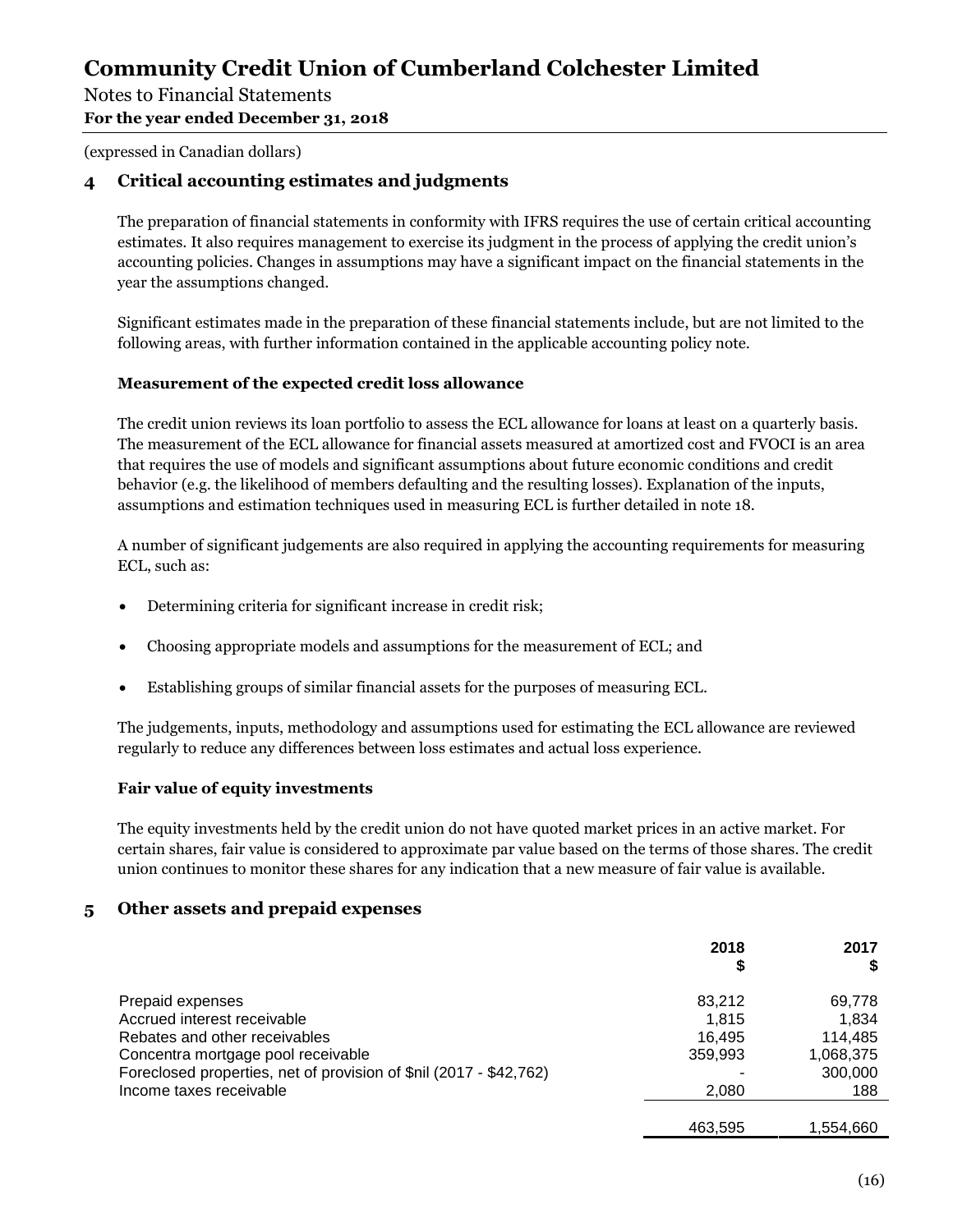(expressed in Canadian dollars)

## 4 Critical accounting estimates and judgments

The preparation of financial statements in conformity with IFRS requires the use of certain critical accounting estimates. It also requires management to exercise its judgment in the process of applying the credit union's accounting policies. Changes in assumptions may have a significant impact on the financial statements in the year the assumptions changed.

Significant estimates made in the preparation of these financial statements include, but are not limited to the following areas, with further information contained in the applicable accounting policy note.

**Measurement of the expected credit loss allowance**

The credit union reviews its loan portfolio to assess the ECL allowance for loans at least on a quarterly basis. The measurement of the ECL allowance for financial assets measured at amortized cost and FVOCI is an area that requires the use of models and significant assumptions about future economic conditions and credit behavior (e.g. the likelihood of members defaulting and the resulting losses). Explanation of the inputs, assumptions and estimation techniques used in measuring ECL is further detailed in note 18.

A number of significant judgements are also required in applying the accounting requirements for measuring ECL, such as:

- Determining criteria for significant increase in credit risk;
- Choosing appropriate models and assumptions for the measurement of ECL; and
- Establishing groups of similar financial assets for the purposes of measuring ECL.

The judgements, inputs, methodology and assumptions used for estimating the ECL allowance are reviewed regularly to reduce any differences between loss estimates and actual loss experience.

**Fair value of equity investments**

The equity investments held by the credit union do not have quoted market prices in an active market. For certain shares, fair value is considered to approximate par value based on the terms of those shares. The credit union continues to monitor these shares for any indication that a new measure of fair value is available.

## 5 Other assets and prepaid expenses

| | 2018 $ | 2017 $ |
|---|---|---|
| Prepaid expenses | 83,212 | 69,778 |
| Accrued interest receivable | 1,815 | 1,834 |
| Rebates and other receivables | 16,495 | 114,485 |
| Concentra mortgage pool receivable | 359,993 | 1,068,375 |
| Foreclosed properties, net of provision of $nil (2017 - $42,762) | - | 300,000 |
| Income taxes receivable | 2,080 | 188 |
| | 463,595 | 1,554,660 |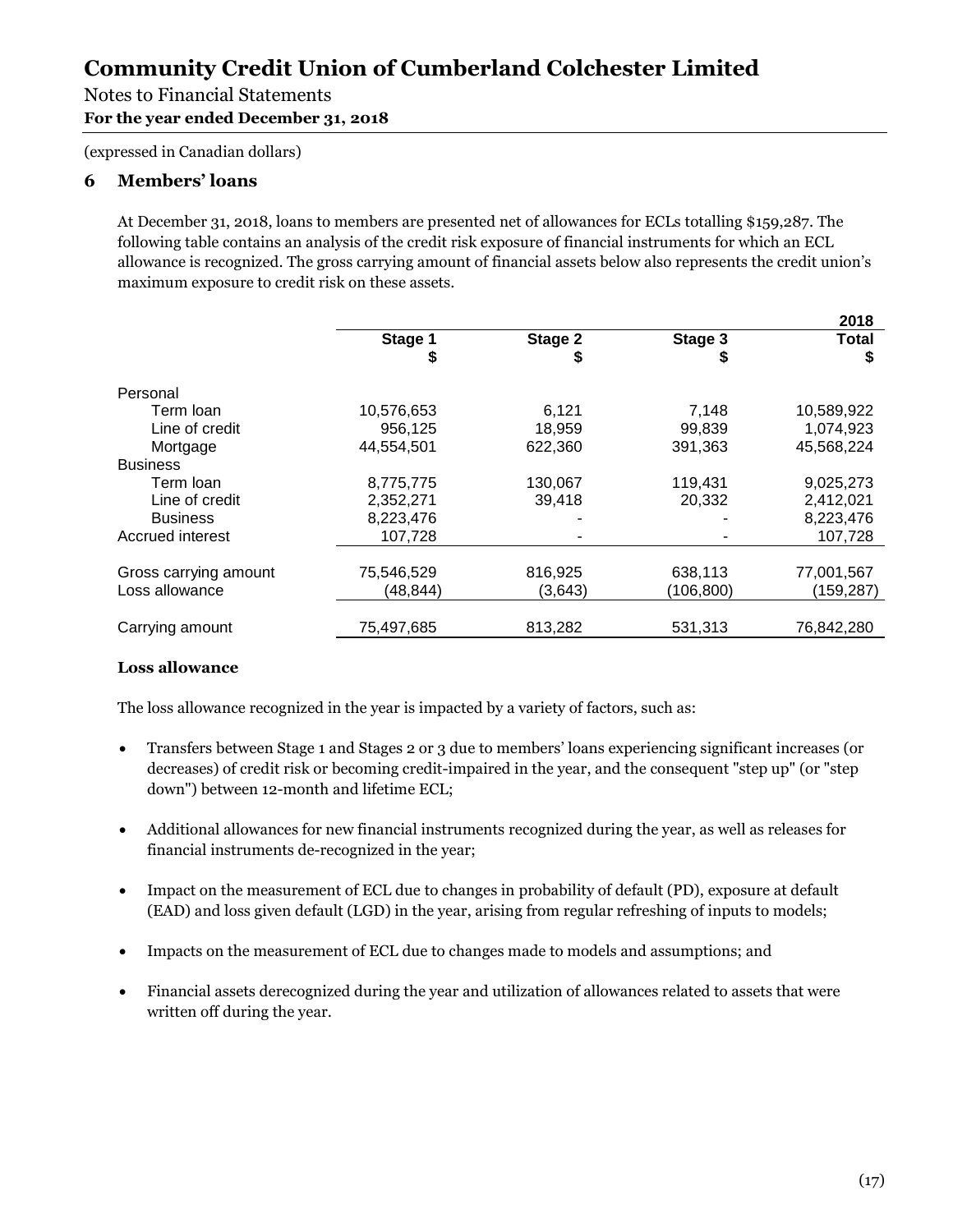# Community Credit Union of Cumberland Colchester Limited

Notes to Financial Statements

**For the year ended December 31, 2018**

(expressed in Canadian dollars)

## 6 Members' loans

At December 31, 2018, loans to members are presented net of allowances for ECLs totalling $159,287. The following table contains an analysis of the credit risk exposure of financial instruments for which an ECL allowance is recognized. The gross carrying amount of financial assets below also represents the credit union's maximum exposure to credit risk on these assets.

| | Stage 1<br>$ | Stage 2<br>$ | Stage 3<br>$ | 2018<br>Total<br>$ |
|---|---|---|---|---|
| Personal | | | | |
| Term loan | 10,576,653 | 6,121 | 7,148 | 10,589,922 |
| Line of credit | 956,125 | 18,959 | 99,839 | 1,074,923 |
| Mortgage | 44,554,501 | 622,360 | 391,363 | 45,568,224 |
| Business | | | | |
| Term loan | 8,775,775 | 130,067 | 119,431 | 9,025,273 |
| Line of credit | 2,352,271 | 39,418 | 20,332 | 2,412,021 |
| Business | 8,223,476 | - | - | 8,223,476 |
| Accrued interest | 107,728 | - | - | 107,728 |
| Gross carrying amount | 75,546,529 | 816,925 | 638,113 | 77,001,567 |
| Loss allowance | (48,844) | (3,643) | (106,800) | (159,287) |
| Carrying amount | 75,497,685 | 813,282 | 531,313 | 76,842,280 |

### Loss allowance

The loss allowance recognized in the year is impacted by a variety of factors, such as:

- Transfers between Stage 1 and Stages 2 or 3 due to members' loans experiencing significant increases (or decreases) of credit risk or becoming credit-impaired in the year, and the consequent "step up" (or "step down") between 12-month and lifetime ECL;
- Additional allowances for new financial instruments recognized during the year, as well as releases for financial instruments de-recognized in the year;
- Impact on the measurement of ECL due to changes in probability of default (PD), exposure at default (EAD) and loss given default (LGD) in the year, arising from regular refreshing of inputs to models;
- Impacts on the measurement of ECL due to changes made to models and assumptions; and
- Financial assets derecognized during the year and utilization of allowances related to assets that were written off during the year.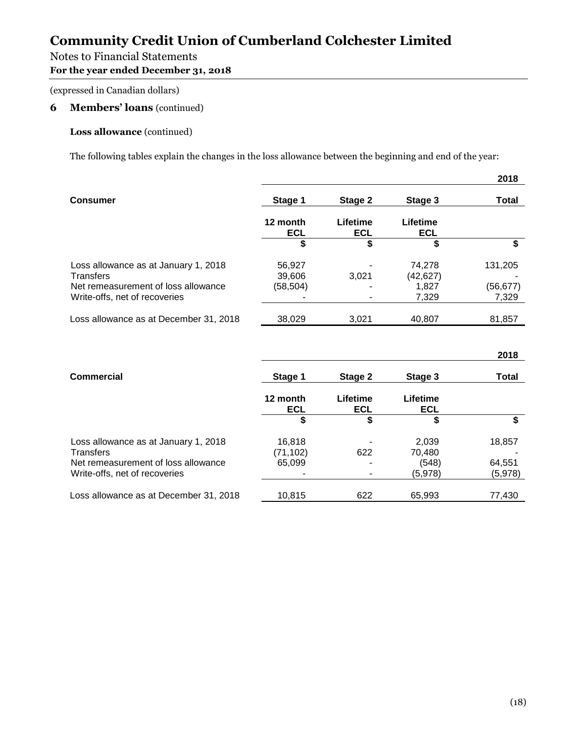# Community Credit Union of Cumberland Colchester Limited

Notes to Financial Statements

**For the year ended December 31, 2018**

(expressed in Canadian dollars)

## 6 Members' loans (continued)

### Loss allowance (continued)

The following tables explain the changes in the loss allowance between the beginning and end of the year:

| | | | | 2018 |
|---|---|---|---|---|
| **Consumer** | **Stage 1** | **Stage 2** | **Stage 3** | **Total** |
| | **12 month ECL** | **Lifetime ECL** | **Lifetime ECL** | |
| | **$** | **$** | **$** | **$** |
| Loss allowance as at January 1, 2018 | 56,927 | - | 74,278 | 131,205 |
| Transfers | 39,606 | 3,021 | (42,627) | - |
| Net remeasurement of loss allowance | (58,504) | - | 1,827 | (56,677) |
| Write-offs, net of recoveries | - | - | 7,329 | 7,329 |
| Loss allowance as at December 31, 2018 | 38,029 | 3,021 | 40,807 | 81,857 |

| | | | | 2018 |
|---|---|---|---|---|
| **Commercial** | **Stage 1** | **Stage 2** | **Stage 3** | **Total** |
| | **12 month ECL** | **Lifetime ECL** | **Lifetime ECL** | |
| | **$** | **$** | **$** | **$** |
| Loss allowance as at January 1, 2018 | 16,818 | - | 2,039 | 18,857 |
| Transfers | (71,102) | 622 | 70,480 | - |
| Net remeasurement of loss allowance | 65,099 | - | (548) | 64,551 |
| Write-offs, net of recoveries | - | - | (5,978) | (5,978) |
| Loss allowance as at December 31, 2018 | 10,815 | 622 | 65,993 | 77,430 |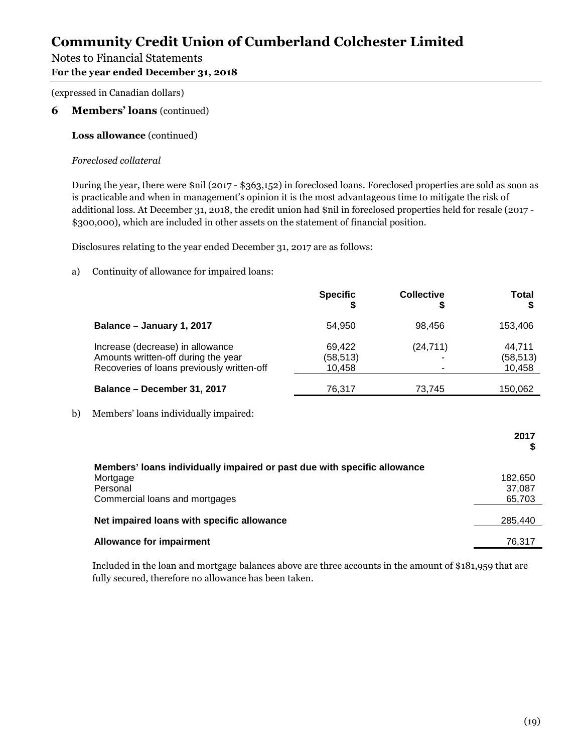# Community Credit Union of Cumberland Colchester Limited

Notes to Financial Statements

**For the year ended December 31, 2018**

(expressed in Canadian dollars)

## 6 Members' loans (continued)

**Loss allowance** (continued)

*Foreclosed collateral*

During the year, there were $nil (2017 - $363,152) in foreclosed loans. Foreclosed properties are sold as soon as is practicable and when in management's opinion it is the most advantageous time to mitigate the risk of additional loss. At December 31, 2018, the credit union had $nil in foreclosed properties held for resale (2017 - $300,000), which are included in other assets on the statement of financial position.

Disclosures relating to the year ended December 31, 2017 are as follows:

a) Continuity of allowance for impaired loans:

| | Specific $ | Collective $ | Total $ |
|---|---|---|---|
| **Balance – January 1, 2017** | 54,950 | 98,456 | 153,406 |
| Increase (decrease) in allowance | 69,422 | (24,711) | 44,711 |
| Amounts written-off during the year | (58,513) | - | (58,513) |
| Recoveries of loans previously written-off | 10,458 | - | 10,458 |
| **Balance – December 31, 2017** | 76,317 | 73,745 | 150,062 |

b) Members' loans individually impaired:

| | 2017 $ |
|---|---|
| **Members' loans individually impaired or past due with specific allowance** | |
| Mortgage | 182,650 |
| Personal | 37,087 |
| Commercial loans and mortgages | 65,703 |
| **Net impaired loans with specific allowance** | 285,440 |
| **Allowance for impairment** | 76,317 |

Included in the loan and mortgage balances above are three accounts in the amount of $181,959 that are fully secured, therefore no allowance has been taken.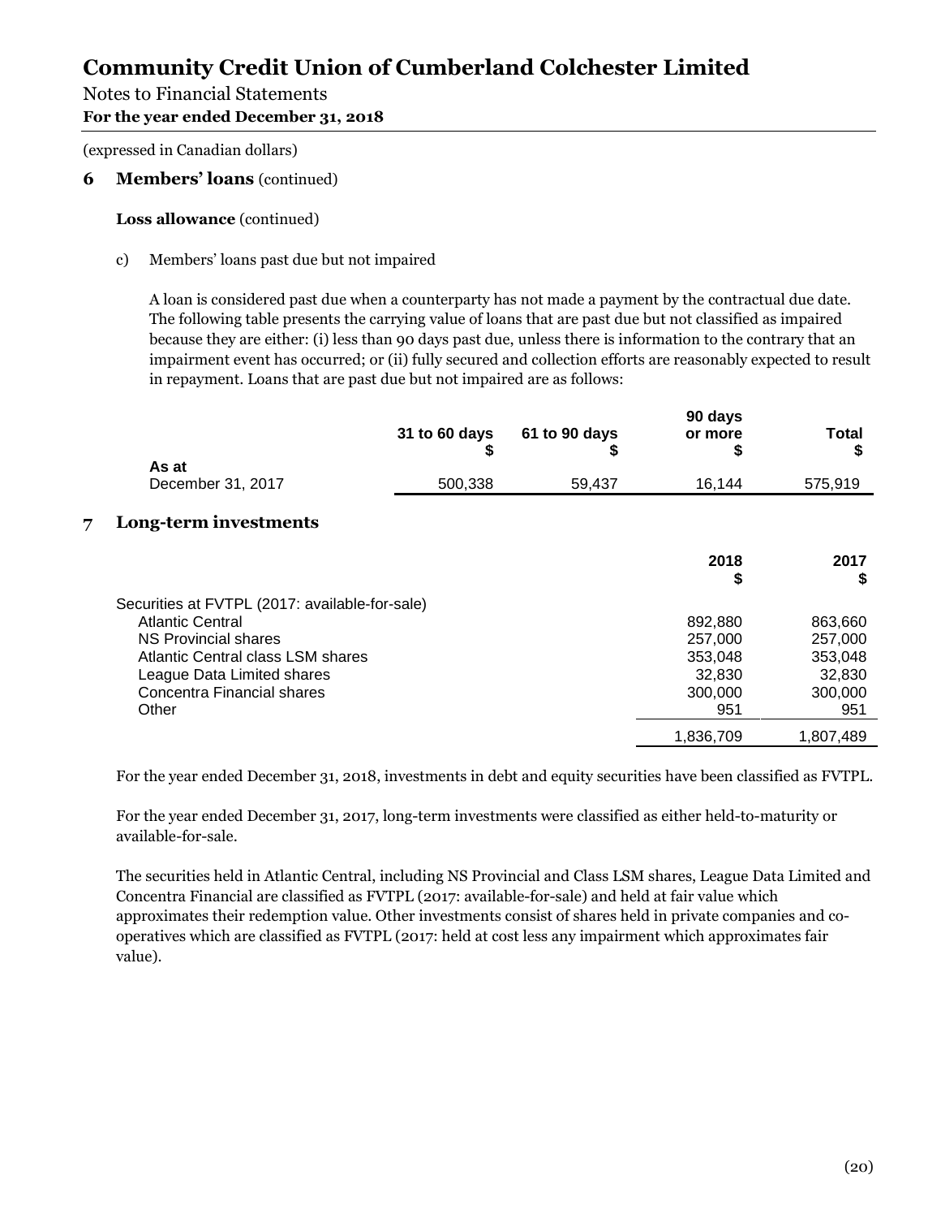# Community Credit Union of Cumberland Colchester Limited

Notes to Financial Statements

**For the year ended December 31, 2018**

(expressed in Canadian dollars)

## 6 Members' loans (continued)

**Loss allowance** (continued)

c) Members' loans past due but not impaired

A loan is considered past due when a counterparty has not made a payment by the contractual due date. The following table presents the carrying value of loans that are past due but not classified as impaired because they are either: (i) less than 90 days past due, unless there is information to the contrary that an impairment event has occurred; or (ii) fully secured and collection efforts are reasonably expected to result in repayment. Loans that are past due but not impaired are as follows:

| | 31 to 60 days $ | 61 to 90 days $ | 90 days or more $ | Total $ |
|---|---|---|---|---|
| As at December 31, 2017 | 500,338 | 59,437 | 16,144 | 575,919 |

## 7 Long-term investments

| | 2018 $ | 2017 $ |
|---|---|---|
| Securities at FVTPL (2017: available-for-sale) | | |
| Atlantic Central | 892,880 | 863,660 |
| NS Provincial shares | 257,000 | 257,000 |
| Atlantic Central class LSM shares | 353,048 | 353,048 |
| League Data Limited shares | 32,830 | 32,830 |
| Concentra Financial shares | 300,000 | 300,000 |
| Other | 951 | 951 |
| | 1,836,709 | 1,807,489 |

For the year ended December 31, 2018, investments in debt and equity securities have been classified as FVTPL.

For the year ended December 31, 2017, long-term investments were classified as either held-to-maturity or available-for-sale.

The securities held in Atlantic Central, including NS Provincial and Class LSM shares, League Data Limited and Concentra Financial are classified as FVTPL (2017: available-for-sale) and held at fair value which approximates their redemption value. Other investments consist of shares held in private companies and co-operatives which are classified as FVTPL (2017: held at cost less any impairment which approximates fair value).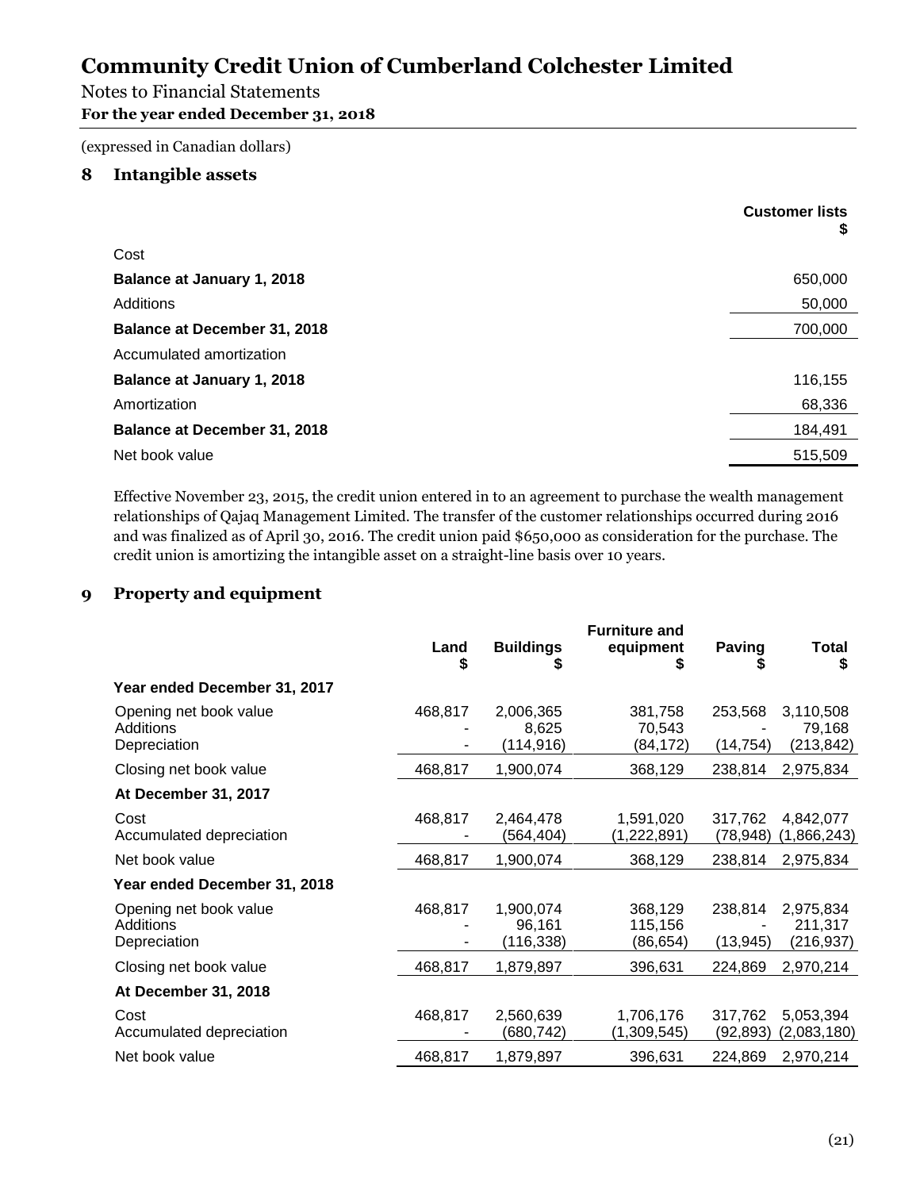# Community Credit Union of Cumberland Colchester Limited

Notes to Financial Statements

**For the year ended December 31, 2018**

(expressed in Canadian dollars)

## 8 Intangible assets

| | Customer lists $ |
|---|---|
| Cost | |
| **Balance at January 1, 2018** | 650,000 |
| Additions | 50,000 |
| **Balance at December 31, 2018** | 700,000 |
| Accumulated amortization | |
| **Balance at January 1, 2018** | 116,155 |
| Amortization | 68,336 |
| **Balance at December 31, 2018** | 184,491 |
| Net book value | 515,509 |

Effective November 23, 2015, the credit union entered in to an agreement to purchase the wealth management relationships of Qajaq Management Limited. The transfer of the customer relationships occurred during 2016 and was finalized as of April 30, 2016. The credit union paid $650,000 as consideration for the purchase. The credit union is amortizing the intangible asset on a straight-line basis over 10 years.

## 9 Property and equipment

| | Land $ | Buildings $ | Furniture and equipment $ | Paving $ | Total $ |
|---|---|---|---|---|---|
| **Year ended December 31, 2017** | | | | | |
| Opening net book value | 468,817 | 2,006,365 | 381,758 | 253,568 | 3,110,508 |
| Additions | - | 8,625 | 70,543 | - | 79,168 |
| Depreciation | - | (114,916) | (84,172) | (14,754) | (213,842) |
| Closing net book value | 468,817 | 1,900,074 | 368,129 | 238,814 | 2,975,834 |
| **At December 31, 2017** | | | | | |
| Cost | 468,817 | 2,464,478 | 1,591,020 | 317,762 | 4,842,077 |
| Accumulated depreciation | - | (564,404) | (1,222,891) | (78,948) | (1,866,243) |
| Net book value | 468,817 | 1,900,074 | 368,129 | 238,814 | 2,975,834 |
| **Year ended December 31, 2018** | | | | | |
| Opening net book value | 468,817 | 1,900,074 | 368,129 | 238,814 | 2,975,834 |
| Additions | - | 96,161 | 115,156 | - | 211,317 |
| Depreciation | - | (116,338) | (86,654) | (13,945) | (216,937) |
| Closing net book value | 468,817 | 1,879,897 | 396,631 | 224,869 | 2,970,214 |
| **At December 31, 2018** | | | | | |
| Cost | 468,817 | 2,560,639 | 1,706,176 | 317,762 | 5,053,394 |
| Accumulated depreciation | - | (680,742) | (1,309,545) | (92,893) | (2,083,180) |
| Net book value | 468,817 | 1,879,897 | 396,631 | 224,869 | 2,970,214 |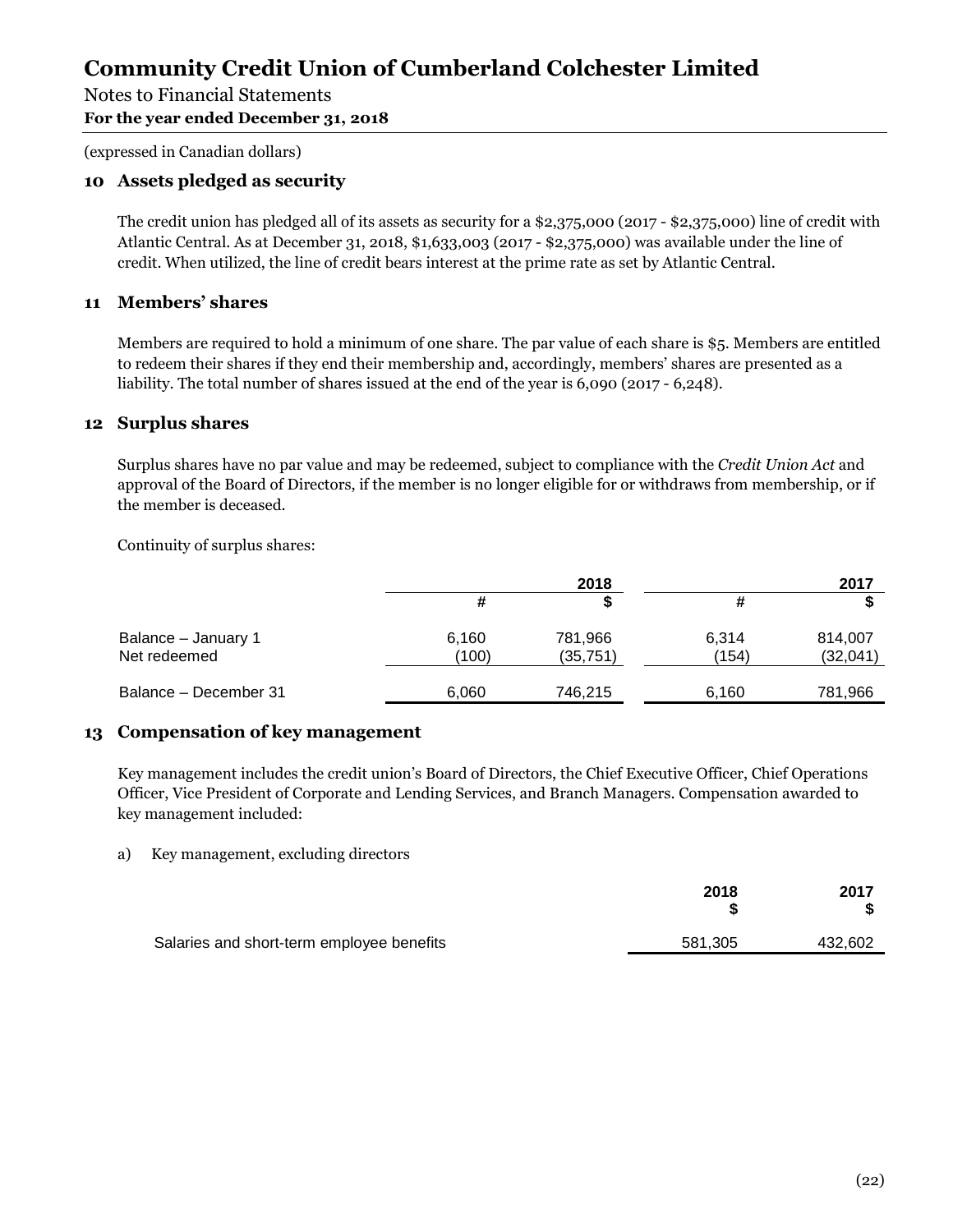# Community Credit Union of Cumberland Colchester Limited

Notes to Financial Statements
**For the year ended December 31, 2018**

(expressed in Canadian dollars)

## 10 Assets pledged as security

The credit union has pledged all of its assets as security for a $2,375,000 (2017 - $2,375,000) line of credit with Atlantic Central. As at December 31, 2018, $1,633,003 (2017 - $2,375,000) was available under the line of credit. When utilized, the line of credit bears interest at the prime rate as set by Atlantic Central.

## 11 Members' shares

Members are required to hold a minimum of one share. The par value of each share is $5. Members are entitled to redeem their shares if they end their membership and, accordingly, members' shares are presented as a liability. The total number of shares issued at the end of the year is 6,090 (2017 - 6,248).

## 12 Surplus shares

Surplus shares have no par value and may be redeemed, subject to compliance with the *Credit Union Act* and approval of the Board of Directors, if the member is no longer eligible for or withdraws from membership, or if the member is deceased.

Continuity of surplus shares:

| | 2018 | | 2017 | |
|---|---|---|---|---|
| | # | $ | # | $ |
| Balance – January 1 | 6,160 | 781,966 | 6,314 | 814,007 |
| Net redeemed | (100) | (35,751) | (154) | (32,041) |
| Balance – December 31 | 6,060 | 746,215 | 6,160 | 781,966 |

## 13 Compensation of key management

Key management includes the credit union's Board of Directors, the Chief Executive Officer, Chief Operations Officer, Vice President of Corporate and Lending Services, and Branch Managers. Compensation awarded to key management included:

a) Key management, excluding directors

| | 2018 $ | 2017 $ |
|---|---|---|
| Salaries and short-term employee benefits | 581,305 | 432,602 |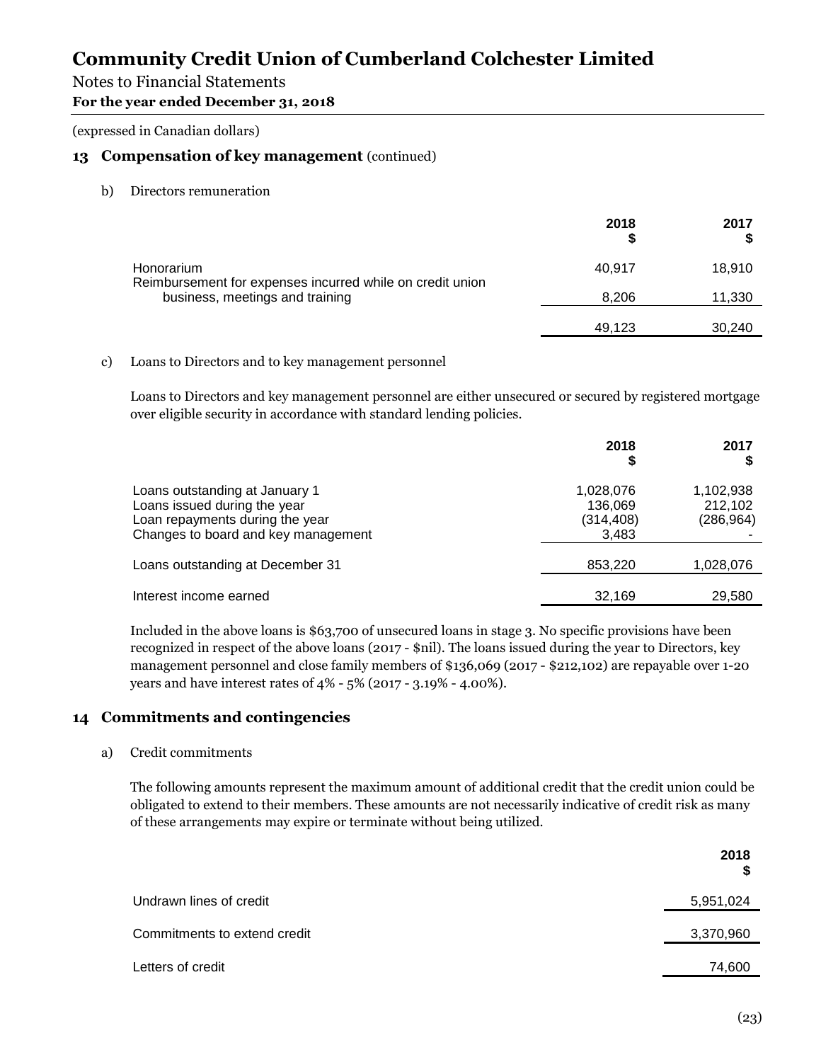# Community Credit Union of Cumberland Colchester Limited

Notes to Financial Statements

**For the year ended December 31, 2018**

(expressed in Canadian dollars)

## 13 Compensation of key management (continued)

b) Directors remuneration

| | 2018 $ | 2017 $ |
|---|---|---|
| Honorarium | 40,917 | 18,910 |
| Reimbursement for expenses incurred while on credit union business, meetings and training | 8,206 | 11,330 |
| | 49,123 | 30,240 |

c) Loans to Directors and to key management personnel

Loans to Directors and key management personnel are either unsecured or secured by registered mortgage over eligible security in accordance with standard lending policies.

| | 2018 $ | 2017 $ |
|---|---|---|
| Loans outstanding at January 1 | 1,028,076 | 1,102,938 |
| Loans issued during the year | 136,069 | 212,102 |
| Loan repayments during the year | (314,408) | (286,964) |
| Changes to board and key management | 3,483 | - |
| Loans outstanding at December 31 | 853,220 | 1,028,076 |
| Interest income earned | 32,169 | 29,580 |

Included in the above loans is $63,700 of unsecured loans in stage 3. No specific provisions have been recognized in respect of the above loans (2017 - $nil). The loans issued during the year to Directors, key management personnel and close family members of $136,069 (2017 - $212,102) are repayable over 1-20 years and have interest rates of 4% - 5% (2017 - 3.19% - 4.00%).

## 14 Commitments and contingencies

a) Credit commitments

The following amounts represent the maximum amount of additional credit that the credit union could be obligated to extend to their members. These amounts are not necessarily indicative of credit risk as many of these arrangements may expire or terminate without being utilized.

| | 2018 $ |
|---|---|
| Undrawn lines of credit | 5,951,024 |
| Commitments to extend credit | 3,370,960 |
| Letters of credit | 74,600 |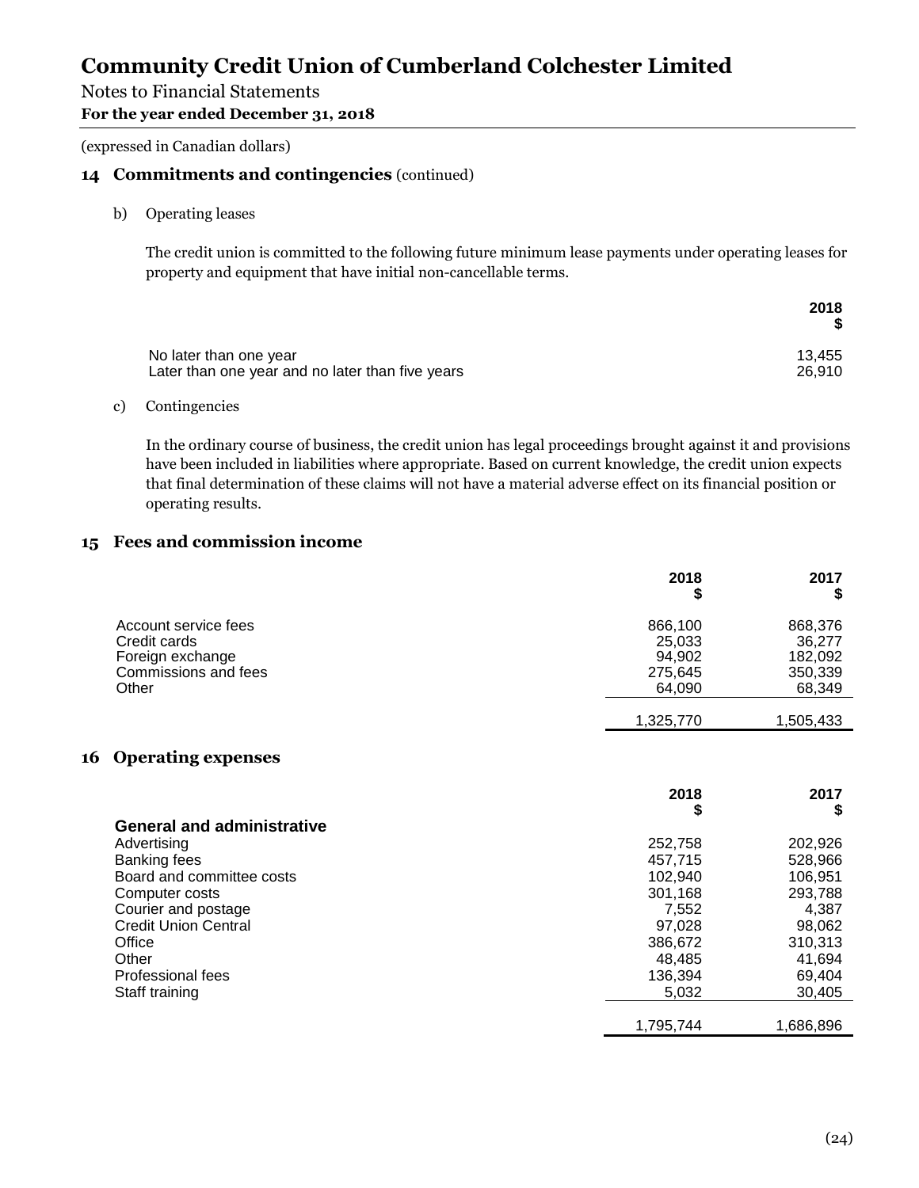# Community Credit Union of Cumberland Colchester Limited

Notes to Financial Statements

**For the year ended December 31, 2018**

(expressed in Canadian dollars)

## 14 Commitments and contingencies (continued)

b) Operating leases

The credit union is committed to the following future minimum lease payments under operating leases for property and equipment that have initial non-cancellable terms.

| | 2018 $ |
|---|---|
| No later than one year | 13,455 |
| Later than one year and no later than five years | 26,910 |

c) Contingencies

In the ordinary course of business, the credit union has legal proceedings brought against it and provisions have been included in liabilities where appropriate. Based on current knowledge, the credit union expects that final determination of these claims will not have a material adverse effect on its financial position or operating results.

## 15 Fees and commission income

| | 2018 $ | 2017 $ |
|---|---|---|
| Account service fees | 866,100 | 868,376 |
| Credit cards | 25,033 | 36,277 |
| Foreign exchange | 94,902 | 182,092 |
| Commissions and fees | 275,645 | 350,339 |
| Other | 64,090 | 68,349 |
| | 1,325,770 | 1,505,433 |

## 16 Operating expenses

| | 2018 $ | 2017 $ |
|---|---|---|
| **General and administrative** | | |
| Advertising | 252,758 | 202,926 |
| Banking fees | 457,715 | 528,966 |
| Board and committee costs | 102,940 | 106,951 |
| Computer costs | 301,168 | 293,788 |
| Courier and postage | 7,552 | 4,387 |
| Credit Union Central | 97,028 | 98,062 |
| Office | 386,672 | 310,313 |
| Other | 48,485 | 41,694 |
| Professional fees | 136,394 | 69,404 |
| Staff training | 5,032 | 30,405 |
| | 1,795,744 | 1,686,896 |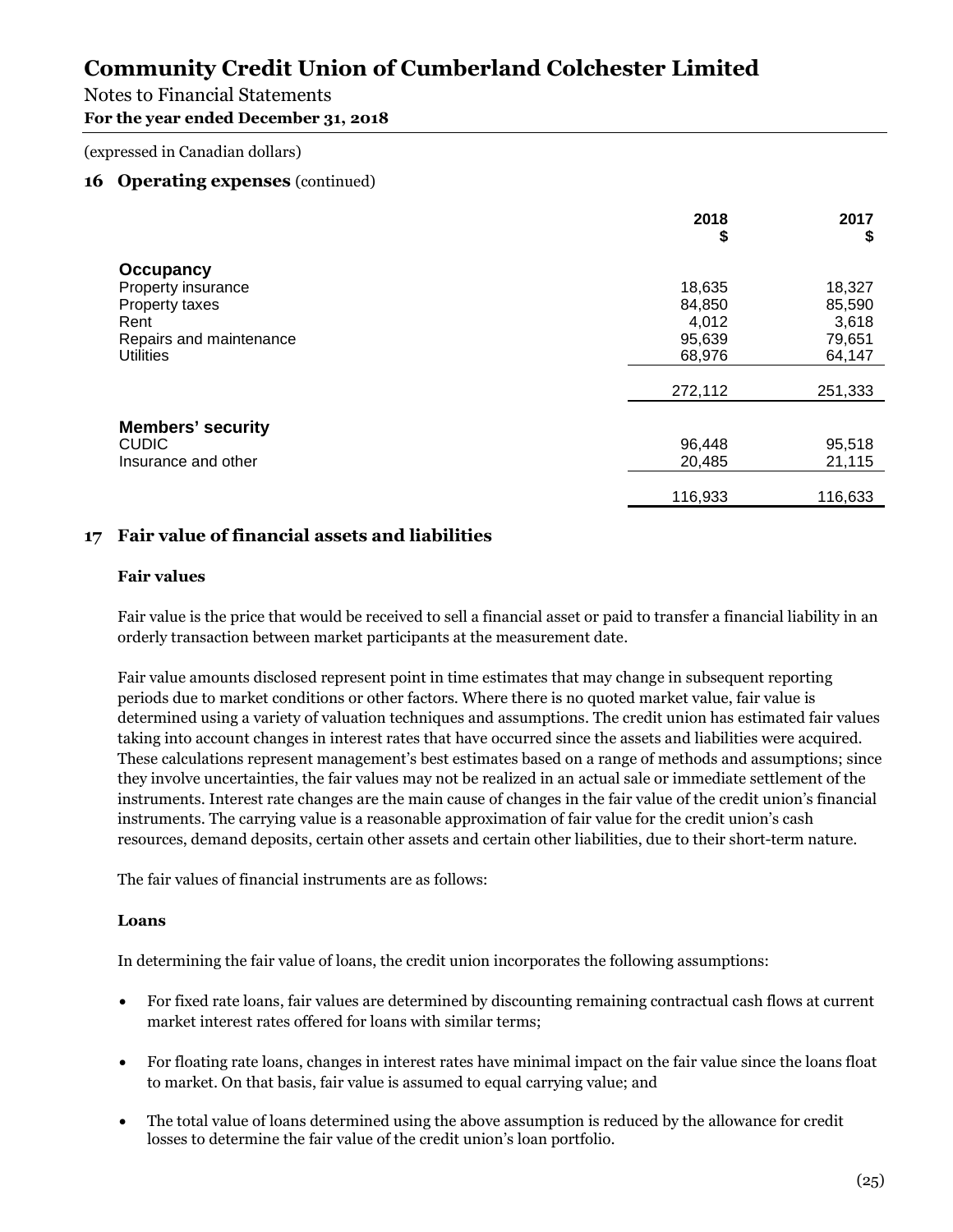# Community Credit Union of Cumberland Colchester Limited

Notes to Financial Statements
**For the year ended December 31, 2018**

(expressed in Canadian dollars)

## 16 Operating expenses (continued)

| | 2018 $ | 2017 $ |
|---|---:|---:|
| **Occupancy** | | |
| Property insurance | 18,635 | 18,327 |
| Property taxes | 84,850 | 85,590 |
| Rent | 4,012 | 3,618 |
| Repairs and maintenance | 95,639 | 79,651 |
| Utilities | 68,976 | 64,147 |
| | 272,112 | 251,333 |
| **Members' security** | | |
| CUDIC | 96,448 | 95,518 |
| Insurance and other | 20,485 | 21,115 |
| | 116,933 | 116,633 |

## 17 Fair value of financial assets and liabilities

### Fair values

Fair value is the price that would be received to sell a financial asset or paid to transfer a financial liability in an orderly transaction between market participants at the measurement date.

Fair value amounts disclosed represent point in time estimates that may change in subsequent reporting periods due to market conditions or other factors. Where there is no quoted market value, fair value is determined using a variety of valuation techniques and assumptions. The credit union has estimated fair values taking into account changes in interest rates that have occurred since the assets and liabilities were acquired. These calculations represent management's best estimates based on a range of methods and assumptions; since they involve uncertainties, the fair values may not be realized in an actual sale or immediate settlement of the instruments. Interest rate changes are the main cause of changes in the fair value of the credit union's financial instruments. The carrying value is a reasonable approximation of fair value for the credit union's cash resources, demand deposits, certain other assets and certain other liabilities, due to their short-term nature.

The fair values of financial instruments are as follows:

### Loans

In determining the fair value of loans, the credit union incorporates the following assumptions:

- For fixed rate loans, fair values are determined by discounting remaining contractual cash flows at current market interest rates offered for loans with similar terms;
- For floating rate loans, changes in interest rates have minimal impact on the fair value since the loans float to market. On that basis, fair value is assumed to equal carrying value; and
- The total value of loans determined using the above assumption is reduced by the allowance for credit losses to determine the fair value of the credit union's loan portfolio.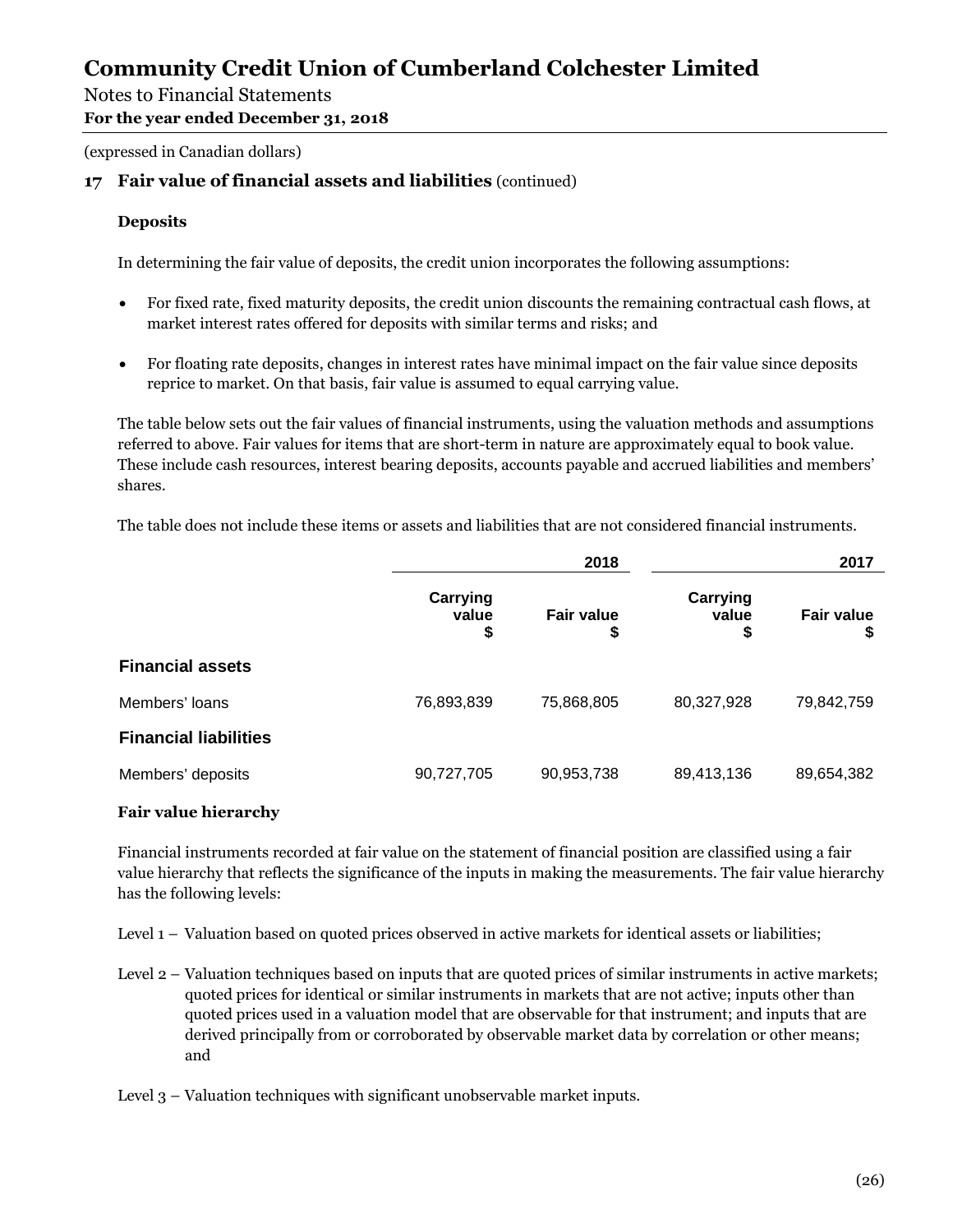# Community Credit Union of Cumberland Colchester Limited

Notes to Financial Statements
**For the year ended December 31, 2018**

(expressed in Canadian dollars)

## 17 Fair value of financial assets and liabilities (continued)

### Deposits

In determining the fair value of deposits, the credit union incorporates the following assumptions:

- For fixed rate, fixed maturity deposits, the credit union discounts the remaining contractual cash flows, at market interest rates offered for deposits with similar terms and risks; and
- For floating rate deposits, changes in interest rates have minimal impact on the fair value since deposits reprice to market. On that basis, fair value is assumed to equal carrying value.

The table below sets out the fair values of financial instruments, using the valuation methods and assumptions referred to above. Fair values for items that are short-term in nature are approximately equal to book value. These include cash resources, interest bearing deposits, accounts payable and accrued liabilities and members' shares.

The table does not include these items or assets and liabilities that are not considered financial instruments.

| | 2018 | | 2017 | |
|---|---|---|---|---|
| | Carrying value $ | Fair value $ | Carrying value $ | Fair value $ |
| **Financial assets** | | | | |
| Members' loans | 76,893,839 | 75,868,805 | 80,327,928 | 79,842,759 |
| **Financial liabilities** | | | | |
| Members' deposits | 90,727,705 | 90,953,738 | 89,413,136 | 89,654,382 |

### Fair value hierarchy

Financial instruments recorded at fair value on the statement of financial position are classified using a fair value hierarchy that reflects the significance of the inputs in making the measurements. The fair value hierarchy has the following levels:

Level 1 – Valuation based on quoted prices observed in active markets for identical assets or liabilities;

Level 2 – Valuation techniques based on inputs that are quoted prices of similar instruments in active markets; quoted prices for identical or similar instruments in markets that are not active; inputs other than quoted prices used in a valuation model that are observable for that instrument; and inputs that are derived principally from or corroborated by observable market data by correlation or other means; and

Level 3 – Valuation techniques with significant unobservable market inputs.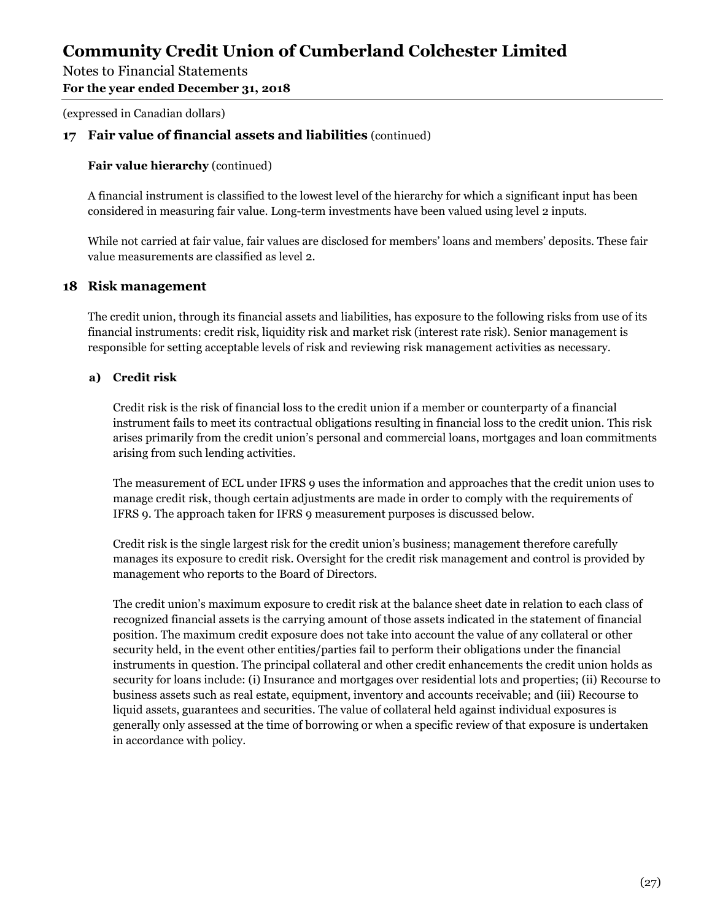(expressed in Canadian dollars)

## 17 Fair value of financial assets and liabilities (continued)

**Fair value hierarchy** (continued)

A financial instrument is classified to the lowest level of the hierarchy for which a significant input has been considered in measuring fair value. Long-term investments have been valued using level 2 inputs.

While not carried at fair value, fair values are disclosed for members' loans and members' deposits. These fair value measurements are classified as level 2.

## 18 Risk management

The credit union, through its financial assets and liabilities, has exposure to the following risks from use of its financial instruments: credit risk, liquidity risk and market risk (interest rate risk). Senior management is responsible for setting acceptable levels of risk and reviewing risk management activities as necessary.

### a) Credit risk

Credit risk is the risk of financial loss to the credit union if a member or counterparty of a financial instrument fails to meet its contractual obligations resulting in financial loss to the credit union. This risk arises primarily from the credit union's personal and commercial loans, mortgages and loan commitments arising from such lending activities.

The measurement of ECL under IFRS 9 uses the information and approaches that the credit union uses to manage credit risk, though certain adjustments are made in order to comply with the requirements of IFRS 9. The approach taken for IFRS 9 measurement purposes is discussed below.

Credit risk is the single largest risk for the credit union's business; management therefore carefully manages its exposure to credit risk. Oversight for the credit risk management and control is provided by management who reports to the Board of Directors.

The credit union's maximum exposure to credit risk at the balance sheet date in relation to each class of recognized financial assets is the carrying amount of those assets indicated in the statement of financial position. The maximum credit exposure does not take into account the value of any collateral or other security held, in the event other entities/parties fail to perform their obligations under the financial instruments in question. The principal collateral and other credit enhancements the credit union holds as security for loans include: (i) Insurance and mortgages over residential lots and properties; (ii) Recourse to business assets such as real estate, equipment, inventory and accounts receivable; and (iii) Recourse to liquid assets, guarantees and securities. The value of collateral held against individual exposures is generally only assessed at the time of borrowing or when a specific review of that exposure is undertaken in accordance with policy.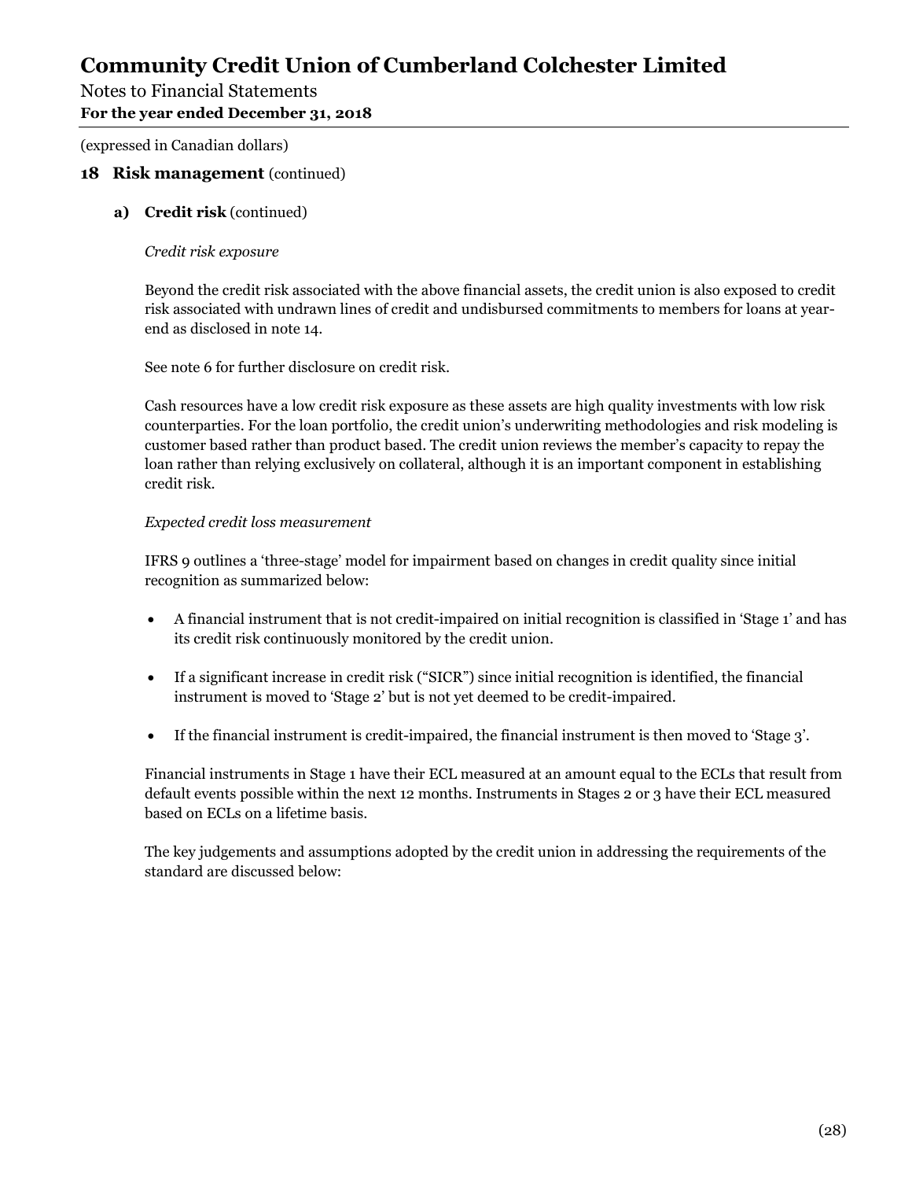(expressed in Canadian dollars)

## 18 Risk management (continued)

### a) Credit risk (continued)

*Credit risk exposure*

Beyond the credit risk associated with the above financial assets, the credit union is also exposed to credit risk associated with undrawn lines of credit and undisbursed commitments to members for loans at year-end as disclosed in note 14.

See note 6 for further disclosure on credit risk.

Cash resources have a low credit risk exposure as these assets are high quality investments with low risk counterparties. For the loan portfolio, the credit union's underwriting methodologies and risk modeling is customer based rather than product based. The credit union reviews the member's capacity to repay the loan rather than relying exclusively on collateral, although it is an important component in establishing credit risk.

*Expected credit loss measurement*

IFRS 9 outlines a 'three-stage' model for impairment based on changes in credit quality since initial recognition as summarized below:

- A financial instrument that is not credit-impaired on initial recognition is classified in 'Stage 1' and has its credit risk continuously monitored by the credit union.
- If a significant increase in credit risk ("SICR") since initial recognition is identified, the financial instrument is moved to 'Stage 2' but is not yet deemed to be credit-impaired.
- If the financial instrument is credit-impaired, the financial instrument is then moved to 'Stage 3'.

Financial instruments in Stage 1 have their ECL measured at an amount equal to the ECLs that result from default events possible within the next 12 months. Instruments in Stages 2 or 3 have their ECL measured based on ECLs on a lifetime basis.

The key judgements and assumptions adopted by the credit union in addressing the requirements of the standard are discussed below: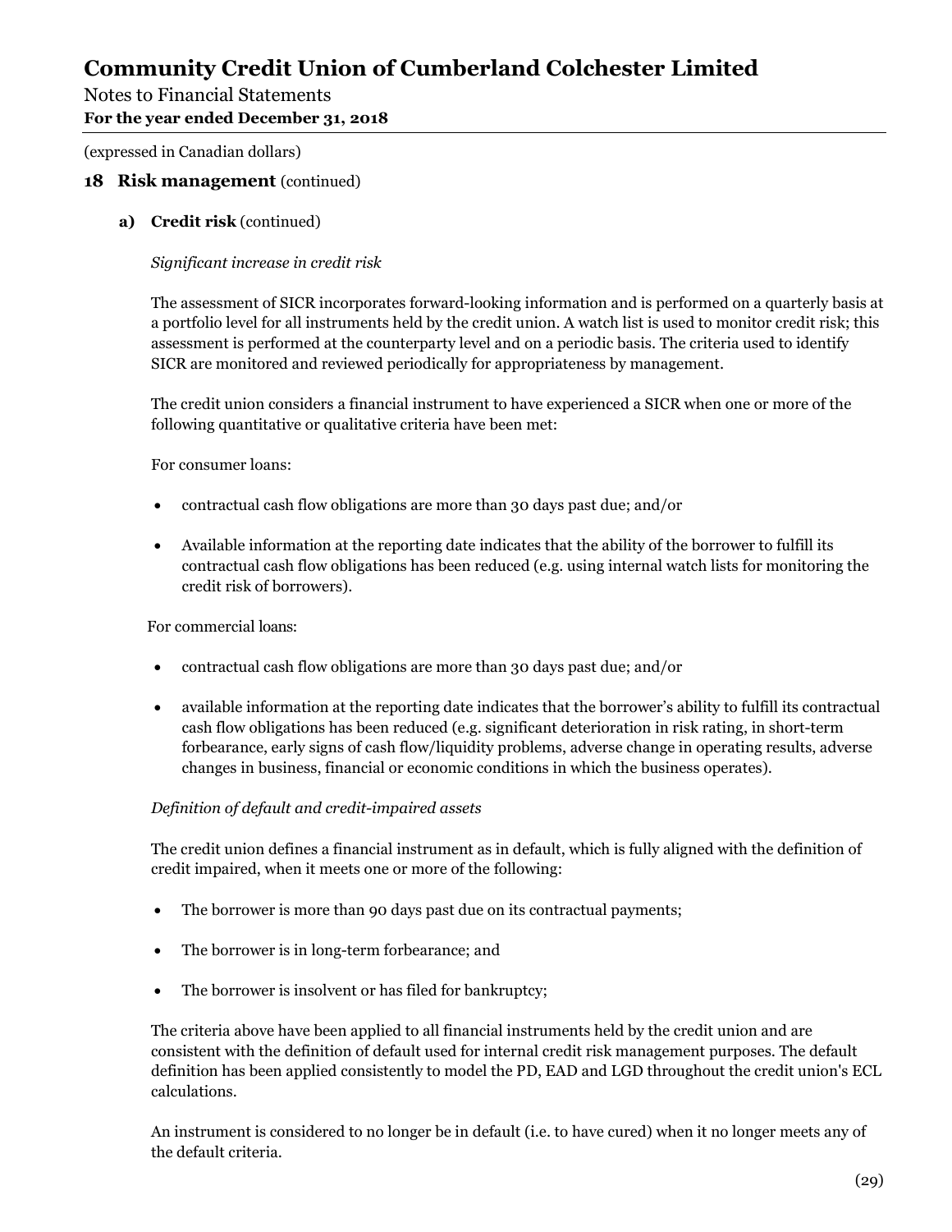(expressed in Canadian dollars)

## 18 Risk management (continued)

### a) Credit risk (continued)

*Significant increase in credit risk*

The assessment of SICR incorporates forward-looking information and is performed on a quarterly basis at a portfolio level for all instruments held by the credit union. A watch list is used to monitor credit risk; this assessment is performed at the counterparty level and on a periodic basis. The criteria used to identify SICR are monitored and reviewed periodically for appropriateness by management.

The credit union considers a financial instrument to have experienced a SICR when one or more of the following quantitative or qualitative criteria have been met:

For consumer loans:

- contractual cash flow obligations are more than 30 days past due; and/or
- Available information at the reporting date indicates that the ability of the borrower to fulfill its contractual cash flow obligations has been reduced (e.g. using internal watch lists for monitoring the credit risk of borrowers).

For commercial loans:

- contractual cash flow obligations are more than 30 days past due; and/or
- available information at the reporting date indicates that the borrower's ability to fulfill its contractual cash flow obligations has been reduced (e.g. significant deterioration in risk rating, in short-term forbearance, early signs of cash flow/liquidity problems, adverse change in operating results, adverse changes in business, financial or economic conditions in which the business operates).

*Definition of default and credit-impaired assets*

The credit union defines a financial instrument as in default, which is fully aligned with the definition of credit impaired, when it meets one or more of the following:

- The borrower is more than 90 days past due on its contractual payments;
- The borrower is in long-term forbearance; and
- The borrower is insolvent or has filed for bankruptcy;

The criteria above have been applied to all financial instruments held by the credit union and are consistent with the definition of default used for internal credit risk management purposes. The default definition has been applied consistently to model the PD, EAD and LGD throughout the credit union's ECL calculations.

An instrument is considered to no longer be in default (i.e. to have cured) when it no longer meets any of the default criteria.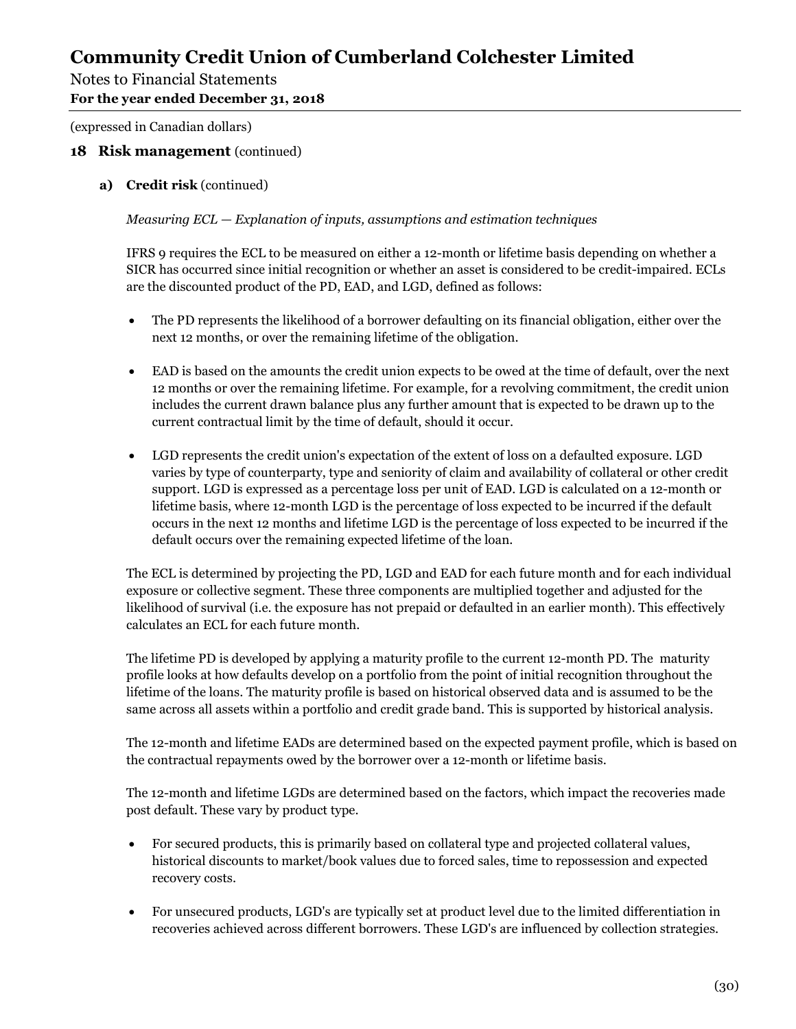(expressed in Canadian dollars)

## 18 Risk management (continued)

### a) Credit risk (continued)

*Measuring ECL — Explanation of inputs, assumptions and estimation techniques*

IFRS 9 requires the ECL to be measured on either a 12-month or lifetime basis depending on whether a SICR has occurred since initial recognition or whether an asset is considered to be credit-impaired. ECLs are the discounted product of the PD, EAD, and LGD, defined as follows:

- The PD represents the likelihood of a borrower defaulting on its financial obligation, either over the next 12 months, or over the remaining lifetime of the obligation.
- EAD is based on the amounts the credit union expects to be owed at the time of default, over the next 12 months or over the remaining lifetime. For example, for a revolving commitment, the credit union includes the current drawn balance plus any further amount that is expected to be drawn up to the current contractual limit by the time of default, should it occur.
- LGD represents the credit union's expectation of the extent of loss on a defaulted exposure. LGD varies by type of counterparty, type and seniority of claim and availability of collateral or other credit support. LGD is expressed as a percentage loss per unit of EAD. LGD is calculated on a 12-month or lifetime basis, where 12-month LGD is the percentage of loss expected to be incurred if the default occurs in the next 12 months and lifetime LGD is the percentage of loss expected to be incurred if the default occurs over the remaining expected lifetime of the loan.

The ECL is determined by projecting the PD, LGD and EAD for each future month and for each individual exposure or collective segment. These three components are multiplied together and adjusted for the likelihood of survival (i.e. the exposure has not prepaid or defaulted in an earlier month). This effectively calculates an ECL for each future month.

The lifetime PD is developed by applying a maturity profile to the current 12-month PD. The maturity profile looks at how defaults develop on a portfolio from the point of initial recognition throughout the lifetime of the loans. The maturity profile is based on historical observed data and is assumed to be the same across all assets within a portfolio and credit grade band. This is supported by historical analysis.

The 12-month and lifetime EADs are determined based on the expected payment profile, which is based on the contractual repayments owed by the borrower over a 12-month or lifetime basis.

The 12-month and lifetime LGDs are determined based on the factors, which impact the recoveries made post default. These vary by product type.

- For secured products, this is primarily based on collateral type and projected collateral values, historical discounts to market/book values due to forced sales, time to repossession and expected recovery costs.
- For unsecured products, LGD's are typically set at product level due to the limited differentiation in recoveries achieved across different borrowers. These LGD's are influenced by collection strategies.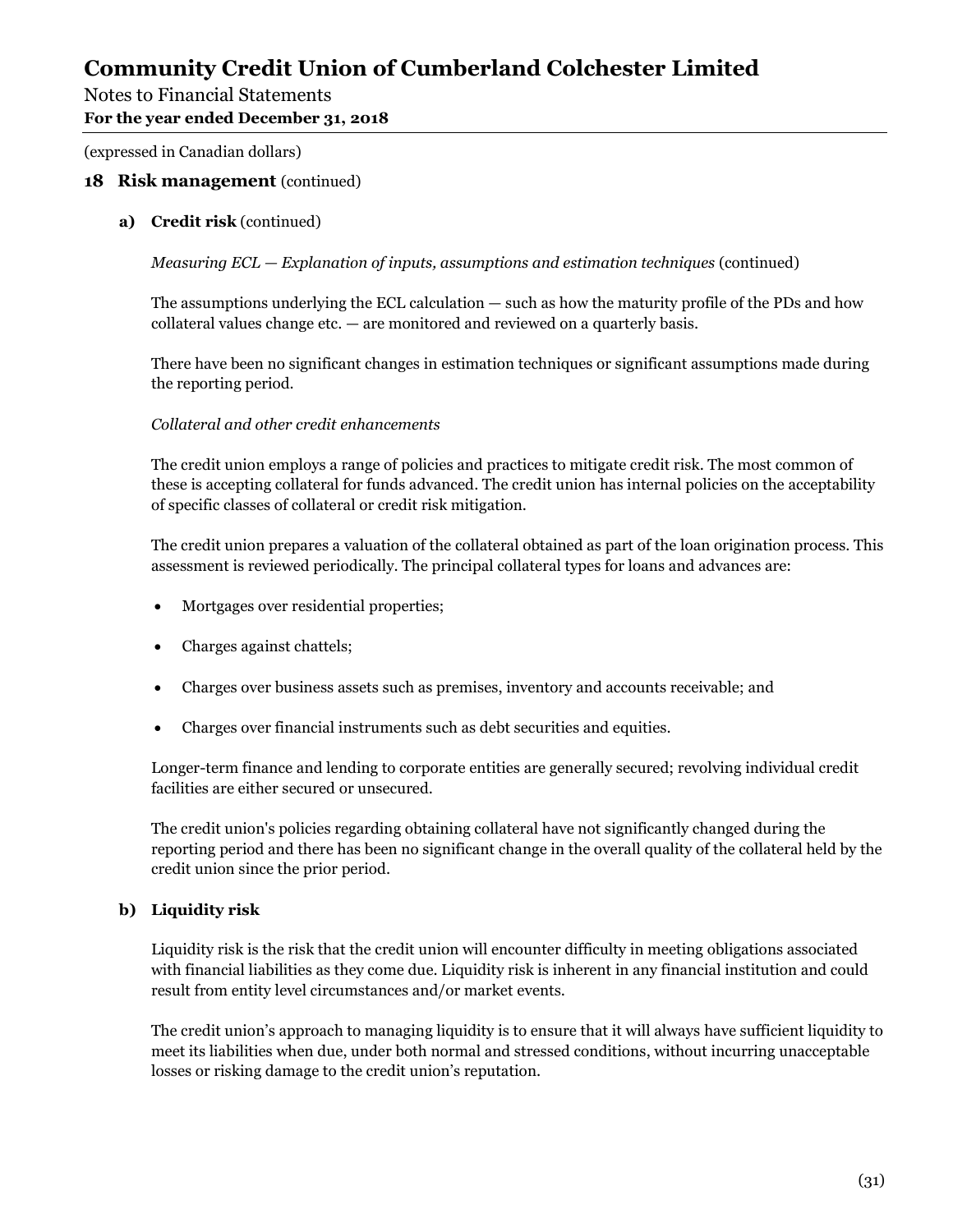(expressed in Canadian dollars)

## 18 Risk management (continued)

### a) Credit risk (continued)

*Measuring ECL — Explanation of inputs, assumptions and estimation techniques* (continued)

The assumptions underlying the ECL calculation — such as how the maturity profile of the PDs and how collateral values change etc. — are monitored and reviewed on a quarterly basis.

There have been no significant changes in estimation techniques or significant assumptions made during the reporting period.

*Collateral and other credit enhancements*

The credit union employs a range of policies and practices to mitigate credit risk. The most common of these is accepting collateral for funds advanced. The credit union has internal policies on the acceptability of specific classes of collateral or credit risk mitigation.

The credit union prepares a valuation of the collateral obtained as part of the loan origination process. This assessment is reviewed periodically. The principal collateral types for loans and advances are:

- Mortgages over residential properties;
- Charges against chattels;
- Charges over business assets such as premises, inventory and accounts receivable; and
- Charges over financial instruments such as debt securities and equities.

Longer-term finance and lending to corporate entities are generally secured; revolving individual credit facilities are either secured or unsecured.

The credit union's policies regarding obtaining collateral have not significantly changed during the reporting period and there has been no significant change in the overall quality of the collateral held by the credit union since the prior period.

### b) Liquidity risk

Liquidity risk is the risk that the credit union will encounter difficulty in meeting obligations associated with financial liabilities as they come due. Liquidity risk is inherent in any financial institution and could result from entity level circumstances and/or market events.

The credit union's approach to managing liquidity is to ensure that it will always have sufficient liquidity to meet its liabilities when due, under both normal and stressed conditions, without incurring unacceptable losses or risking damage to the credit union's reputation.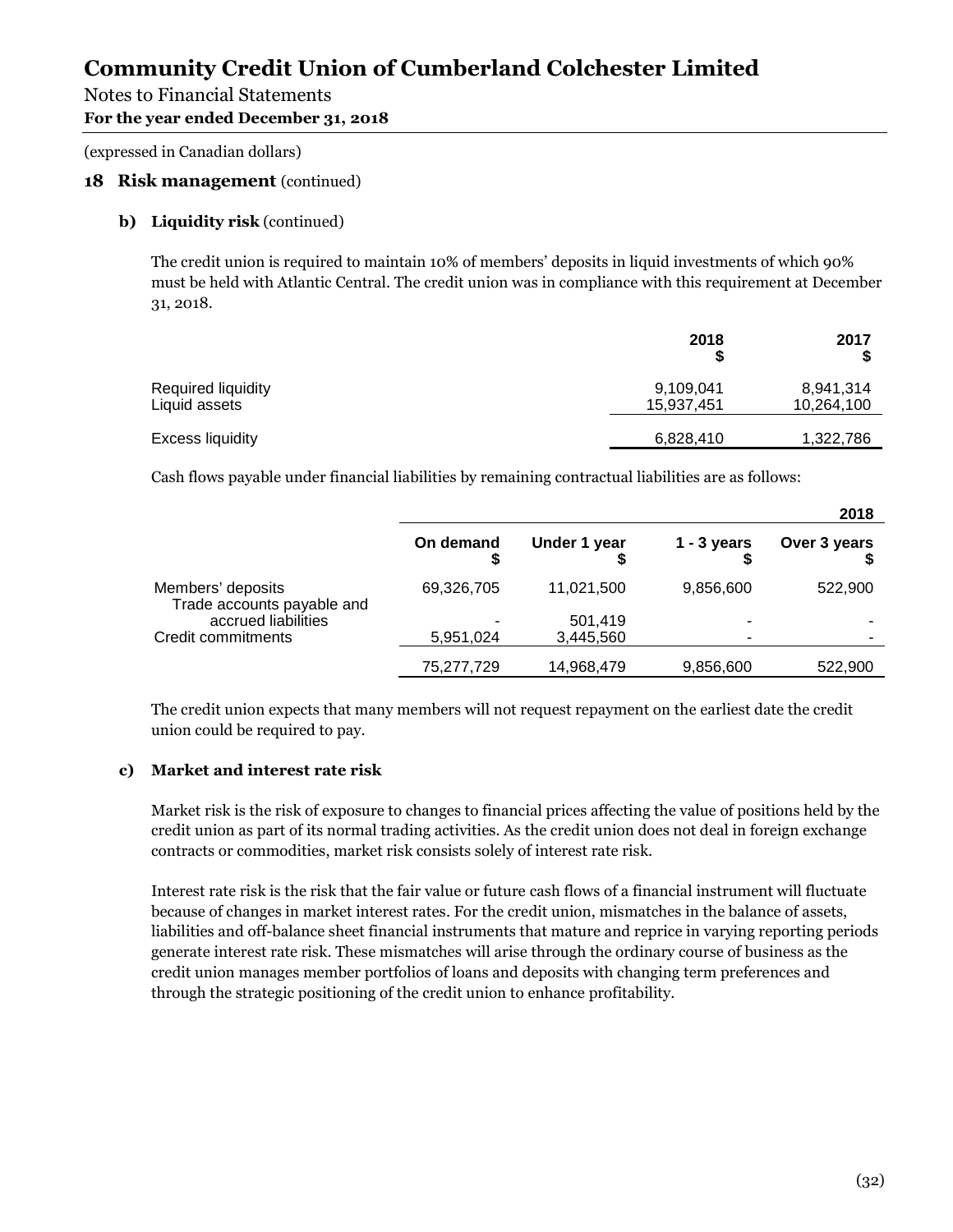# Community Credit Union of Cumberland Colchester Limited

Notes to Financial Statements
**For the year ended December 31, 2018**

(expressed in Canadian dollars)

## 18 Risk management (continued)

### b) Liquidity risk (continued)

The credit union is required to maintain 10% of members' deposits in liquid investments of which 90% must be held with Atlantic Central. The credit union was in compliance with this requirement at December 31, 2018.

| | 2018 $ | 2017 $ |
|---|---|---|
| Required liquidity | 9,109,041 | 8,941,314 |
| Liquid assets | 15,937,451 | 10,264,100 |
| Excess liquidity | 6,828,410 | 1,322,786 |

Cash flows payable under financial liabilities by remaining contractual liabilities are as follows:

| | | | | 2018 |
|---|---|---|---|---|
| | On demand $ | Under 1 year $ | 1 - 3 years $ | Over 3 years $ |
| Members' deposits | 69,326,705 | 11,021,500 | 9,856,600 | 522,900 |
| Trade accounts payable and accrued liabilities | - | 501,419 | - | - |
| Credit commitments | 5,951,024 | 3,445,560 | - | - |
| | 75,277,729 | 14,968,479 | 9,856,600 | 522,900 |

The credit union expects that many members will not request repayment on the earliest date the credit union could be required to pay.

### c) Market and interest rate risk

Market risk is the risk of exposure to changes to financial prices affecting the value of positions held by the credit union as part of its normal trading activities. As the credit union does not deal in foreign exchange contracts or commodities, market risk consists solely of interest rate risk.

Interest rate risk is the risk that the fair value or future cash flows of a financial instrument will fluctuate because of changes in market interest rates. For the credit union, mismatches in the balance of assets, liabilities and off-balance sheet financial instruments that mature and reprice in varying reporting periods generate interest rate risk. These mismatches will arise through the ordinary course of business as the credit union manages member portfolios of loans and deposits with changing term preferences and through the strategic positioning of the credit union to enhance profitability.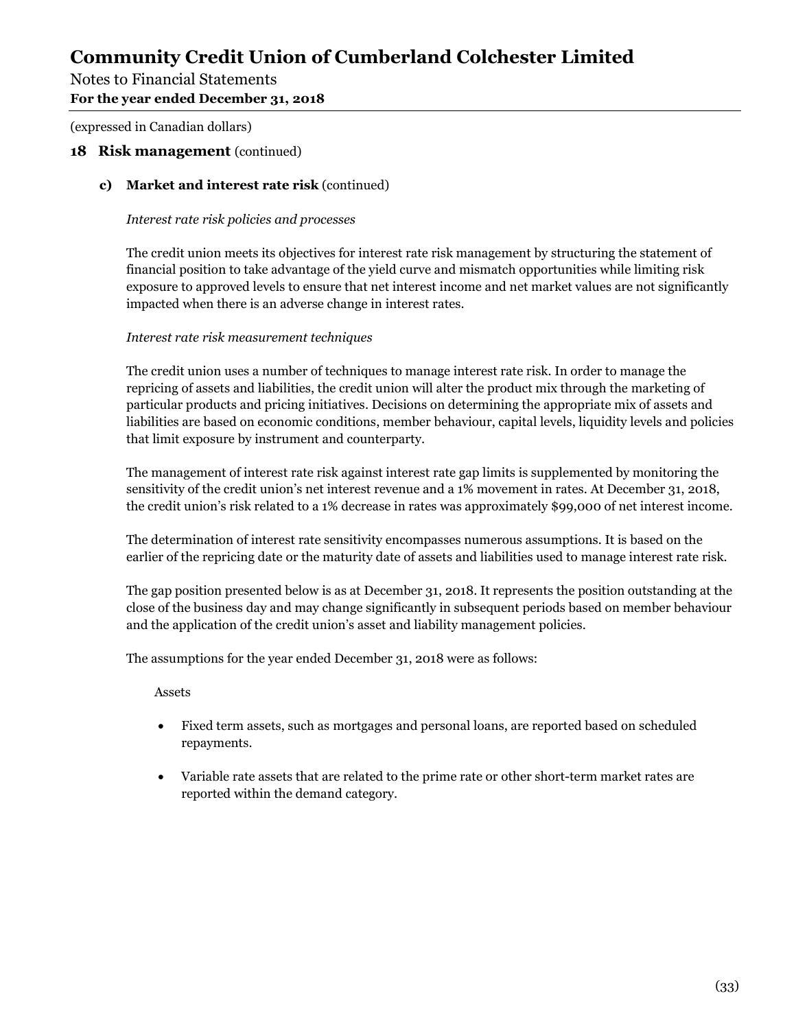(expressed in Canadian dollars)

## 18 Risk management (continued)

### c) Market and interest rate risk (continued)

*Interest rate risk policies and processes*

The credit union meets its objectives for interest rate risk management by structuring the statement of financial position to take advantage of the yield curve and mismatch opportunities while limiting risk exposure to approved levels to ensure that net interest income and net market values are not significantly impacted when there is an adverse change in interest rates.

*Interest rate risk measurement techniques*

The credit union uses a number of techniques to manage interest rate risk. In order to manage the repricing of assets and liabilities, the credit union will alter the product mix through the marketing of particular products and pricing initiatives. Decisions on determining the appropriate mix of assets and liabilities are based on economic conditions, member behaviour, capital levels, liquidity levels and policies that limit exposure by instrument and counterparty.

The management of interest rate risk against interest rate gap limits is supplemented by monitoring the sensitivity of the credit union's net interest revenue and a 1% movement in rates. At December 31, 2018, the credit union's risk related to a 1% decrease in rates was approximately $99,000 of net interest income.

The determination of interest rate sensitivity encompasses numerous assumptions. It is based on the earlier of the repricing date or the maturity date of assets and liabilities used to manage interest rate risk.

The gap position presented below is as at December 31, 2018. It represents the position outstanding at the close of the business day and may change significantly in subsequent periods based on member behaviour and the application of the credit union's asset and liability management policies.

The assumptions for the year ended December 31, 2018 were as follows:

Assets

- Fixed term assets, such as mortgages and personal loans, are reported based on scheduled repayments.
- Variable rate assets that are related to the prime rate or other short-term market rates are reported within the demand category.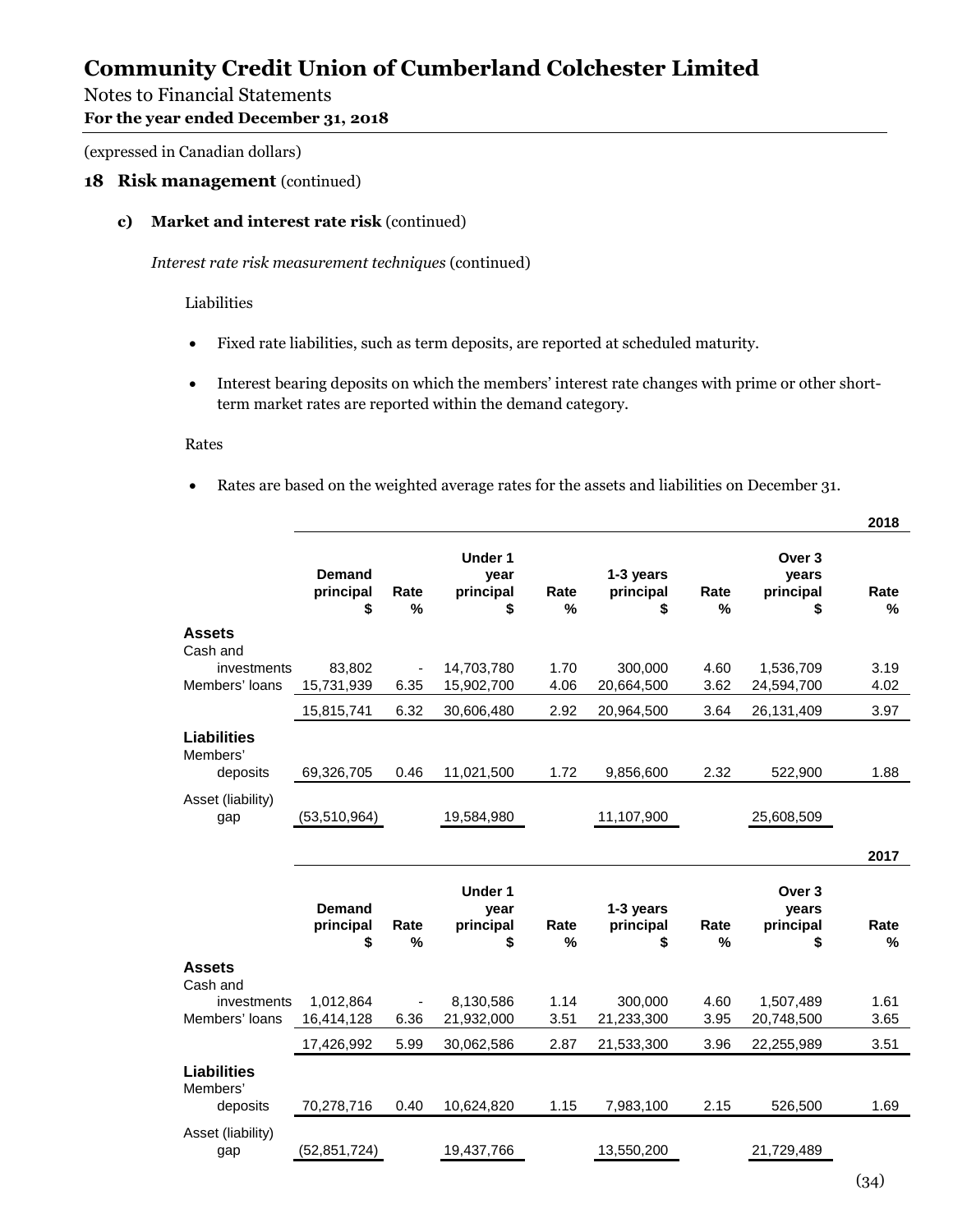# Community Credit Union of Cumberland Colchester Limited

Notes to Financial Statements

**For the year ended December 31, 2018**

(expressed in Canadian dollars)

## 18 Risk management (continued)

### c) Market and interest rate risk (continued)

*Interest rate risk measurement techniques* (continued)

Liabilities

- Fixed rate liabilities, such as term deposits, are reported at scheduled maturity.
- Interest bearing deposits on which the members' interest rate changes with prime or other short-term market rates are reported within the demand category.

Rates

- Rates are based on the weighted average rates for the assets and liabilities on December 31.

**2018**

| | Demand principal $ | Rate % | Under 1 year principal $ | Rate % | 1-3 years principal $ | Rate % | Over 3 years principal $ | Rate % |
|---|---|---|---|---|---|---|---|---|
| **Assets** | | | | | | | | |
| Cash and investments | 83,802 | - | 14,703,780 | 1.70 | 300,000 | 4.60 | 1,536,709 | 3.19 |
| Members' loans | 15,731,939 | 6.35 | 15,902,700 | 4.06 | 20,664,500 | 3.62 | 24,594,700 | 4.02 |
| | 15,815,741 | 6.32 | 30,606,480 | 2.92 | 20,964,500 | 3.64 | 26,131,409 | 3.97 |
| **Liabilities** | | | | | | | | |
| Members' deposits | 69,326,705 | 0.46 | 11,021,500 | 1.72 | 9,856,600 | 2.32 | 522,900 | 1.88 |
| Asset (liability) gap | (53,510,964) | | 19,584,980 | | 11,107,900 | | 25,608,509 | |

**2017**

| | Demand principal $ | Rate % | Under 1 year principal $ | Rate % | 1-3 years principal $ | Rate % | Over 3 years principal $ | Rate % |
|---|---|---|---|---|---|---|---|---|
| **Assets** | | | | | | | | |
| Cash and investments | 1,012,864 | - | 8,130,586 | 1.14 | 300,000 | 4.60 | 1,507,489 | 1.61 |
| Members' loans | 16,414,128 | 6.36 | 21,932,000 | 3.51 | 21,233,300 | 3.95 | 20,748,500 | 3.65 |
| | 17,426,992 | 5.99 | 30,062,586 | 2.87 | 21,533,300 | 3.96 | 22,255,989 | 3.51 |
| **Liabilities** | | | | | | | | |
| Members' deposits | 70,278,716 | 0.40 | 10,624,820 | 1.15 | 7,983,100 | 2.15 | 526,500 | 1.69 |
| Asset (liability) gap | (52,851,724) | | 19,437,766 | | 13,550,200 | | 21,729,489 | |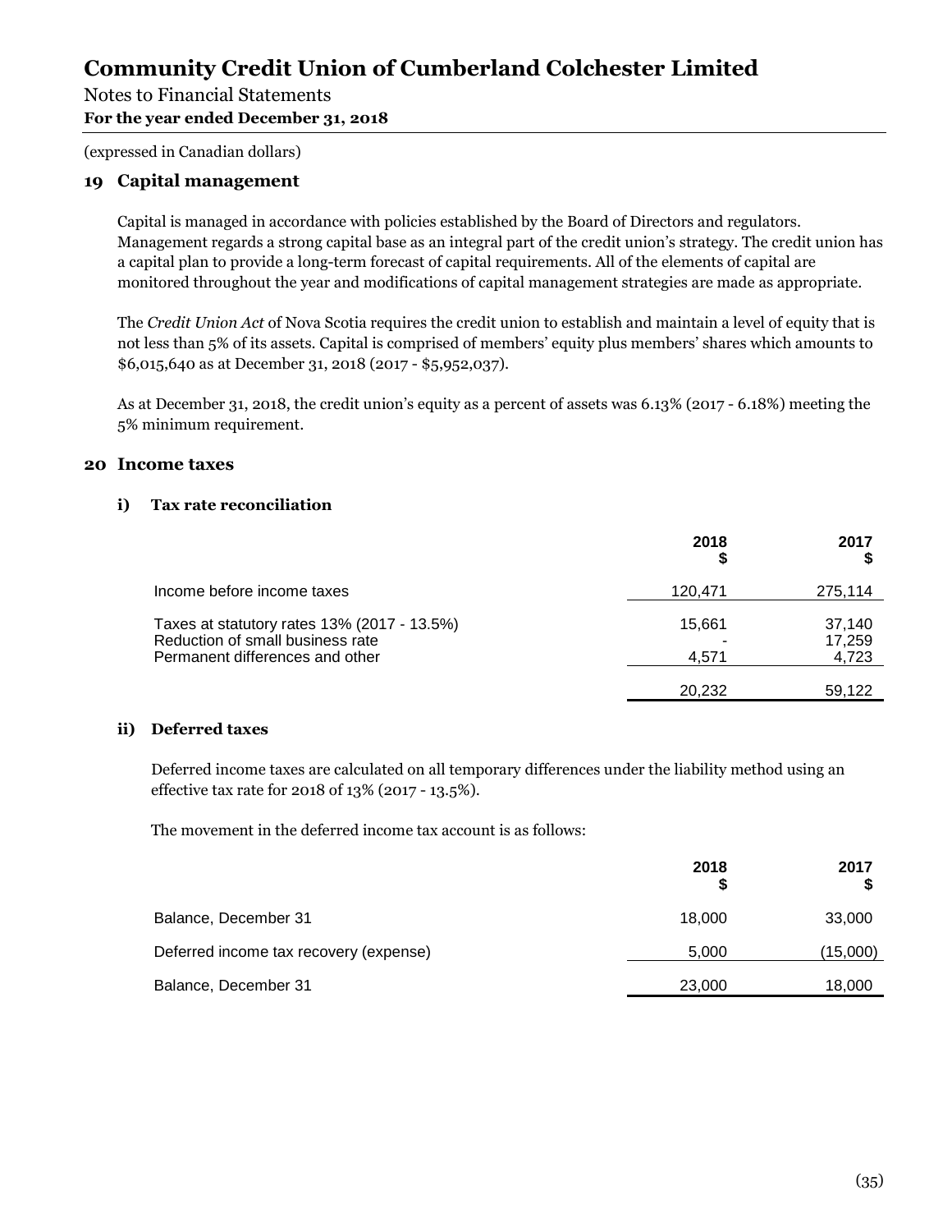# Community Credit Union of Cumberland Colchester Limited

Notes to Financial Statements
**For the year ended December 31, 2018**

(expressed in Canadian dollars)

## 19 Capital management

Capital is managed in accordance with policies established by the Board of Directors and regulators. Management regards a strong capital base as an integral part of the credit union's strategy. The credit union has a capital plan to provide a long-term forecast of capital requirements. All of the elements of capital are monitored throughout the year and modifications of capital management strategies are made as appropriate.

The *Credit Union Act* of Nova Scotia requires the credit union to establish and maintain a level of equity that is not less than 5% of its assets. Capital is comprised of members' equity plus members' shares which amounts to $6,015,640 as at December 31, 2018 (2017 - $5,952,037).

As at December 31, 2018, the credit union's equity as a percent of assets was 6.13% (2017 - 6.18%) meeting the 5% minimum requirement.

## 20 Income taxes

### i) Tax rate reconciliation

| | 2018 $ | 2017 $ |
|---|---|---|
| Income before income taxes | 120,471 | 275,114 |
| Taxes at statutory rates 13% (2017 - 13.5%) | 15,661 | 37,140 |
| Reduction of small business rate | - | 17,259 |
| Permanent differences and other | 4,571 | 4,723 |
| | 20,232 | 59,122 |

### ii) Deferred taxes

Deferred income taxes are calculated on all temporary differences under the liability method using an effective tax rate for 2018 of 13% (2017 - 13.5%).

The movement in the deferred income tax account is as follows:

| | 2018 $ | 2017 $ |
|---|---|---|
| Balance, December 31 | 18,000 | 33,000 |
| Deferred income tax recovery (expense) | 5,000 | (15,000) |
| Balance, December 31 | 23,000 | 18,000 |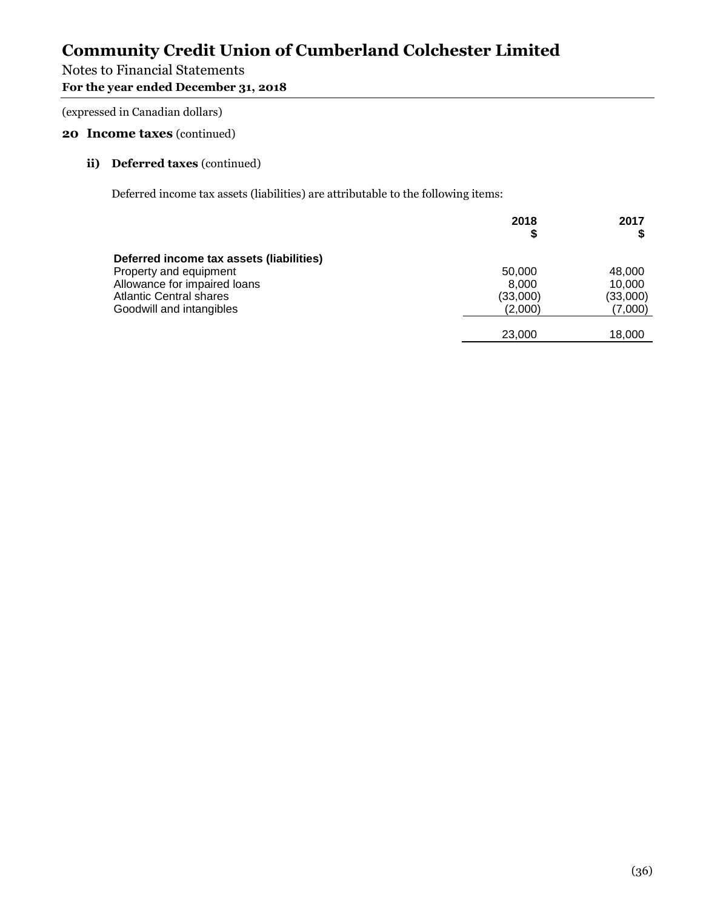# Community Credit Union of Cumberland Colchester Limited

Notes to Financial Statements

**For the year ended December 31, 2018**

(expressed in Canadian dollars)

## 20 Income taxes (continued)

### ii) Deferred taxes (continued)

Deferred income tax assets (liabilities) are attributable to the following items:

| | 2018 $ | 2017 $ |
|---|---|---|
| **Deferred income tax assets (liabilities)** | | |
| Property and equipment | 50,000 | 48,000 |
| Allowance for impaired loans | 8,000 | 10,000 |
| Atlantic Central shares | (33,000) | (33,000) |
| Goodwill and intangibles | (2,000) | (7,000) |
| | 23,000 | 18,000 |